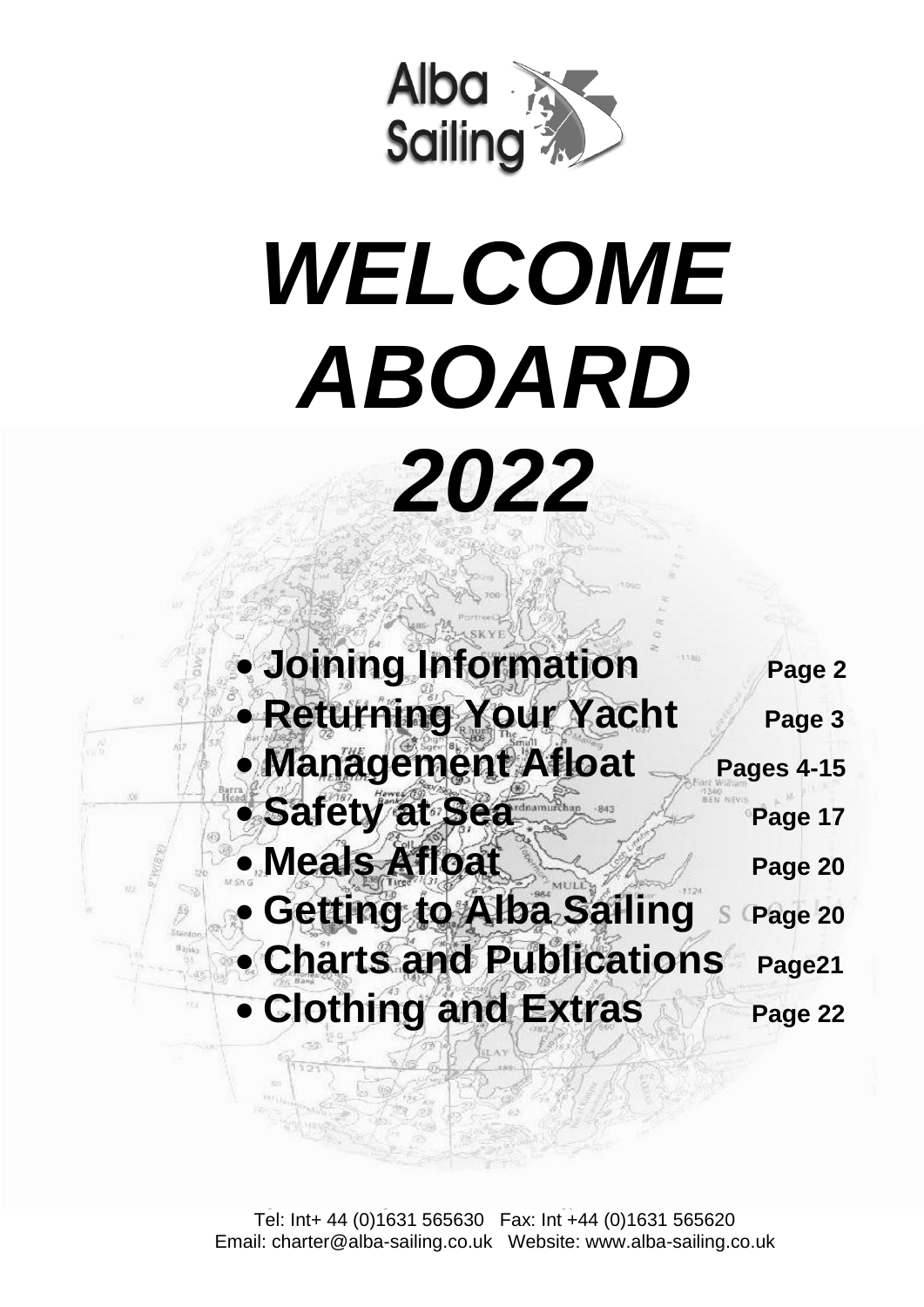Alba Sailing

# *WELCOME ABOARD 2022*

| | |
|---|---|
| • **Joining Information** | **Page 2** |
| • **Returning Your Yacht** | **Page 3** |
| • **Management Afloat** | **Pages 4-15** |
| • **Safety at Sea** | **Page 17** |
| • **Meals Afloat** | **Page 20** |
| • **Getting to Alba Sailing** | **Page 20** |
| • **Charts and Publications** | **Page21** |
| • **Clothing and Extras** | **Page 22** |

Tel: Int+ 44 (0)1631 565630 Fax: Int +44 (0)1631 565620
Email: charter@alba-sailing.co.uk Website: www.alba-sailing.co.uk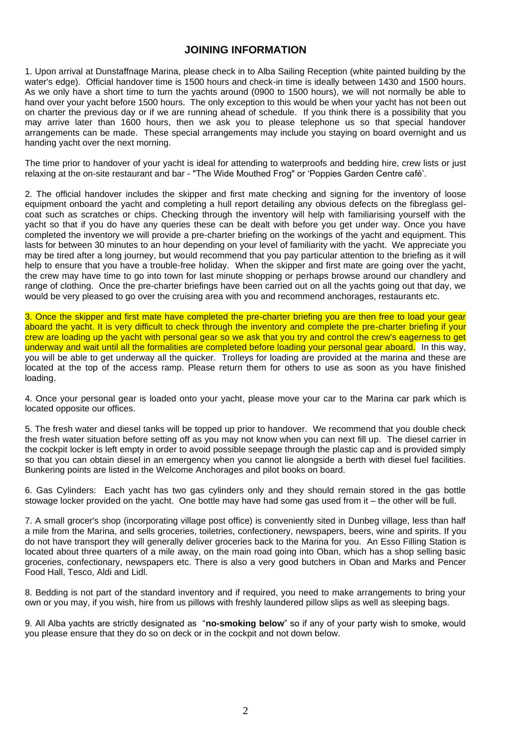## JOINING INFORMATION

1. Upon arrival at Dunstaffnage Marina, please check in to Alba Sailing Reception (white painted building by the water's edge). Official handover time is 1500 hours and check-in time is ideally between 1430 and 1500 hours. As we only have a short time to turn the yachts around (0900 to 1500 hours), we will not normally be able to hand over your yacht before 1500 hours. The only exception to this would be when your yacht has not been out on charter the previous day or if we are running ahead of schedule. If you think there is a possibility that you may arrive later than 1600 hours, then we ask you to please telephone us so that special handover arrangements can be made. These special arrangements may include you staying on board overnight and us handing yacht over the next morning.

The time prior to handover of your yacht is ideal for attending to waterproofs and bedding hire, crew lists or just relaxing at the on-site restaurant and bar - "The Wide Mouthed Frog" or 'Poppies Garden Centre café'.

2. The official handover includes the skipper and first mate checking and signing for the inventory of loose equipment onboard the yacht and completing a hull report detailing any obvious defects on the fibreglass gel-coat such as scratches or chips. Checking through the inventory will help with familiarising yourself with the yacht so that if you do have any queries these can be dealt with before you get under way. Once you have completed the inventory we will provide a pre-charter briefing on the workings of the yacht and equipment. This lasts for between 30 minutes to an hour depending on your level of familiarity with the yacht. We appreciate you may be tired after a long journey, but would recommend that you pay particular attention to the briefing as it will help to ensure that you have a trouble-free holiday. When the skipper and first mate are going over the yacht, the crew may have time to go into town for last minute shopping or perhaps browse around our chandlery and range of clothing. Once the pre-charter briefings have been carried out on all the yachts going out that day, we would be very pleased to go over the cruising area with you and recommend anchorages, restaurants etc.

3. Once the skipper and first mate have completed the pre-charter briefing you are then free to load your gear aboard the yacht. It is very difficult to check through the inventory and complete the pre-charter briefing if your crew are loading up the yacht with personal gear so we ask that you try and control the crew's eagerness to get underway and wait until all the formalities are completed before loading your personal gear aboard. In this way, you will be able to get underway all the quicker. Trolleys for loading are provided at the marina and these are located at the top of the access ramp. Please return them for others to use as soon as you have finished loading.

4. Once your personal gear is loaded onto your yacht, please move your car to the Marina car park which is located opposite our offices.

5. The fresh water and diesel tanks will be topped up prior to handover. We recommend that you double check the fresh water situation before setting off as you may not know when you can next fill up. The diesel carrier in the cockpit locker is left empty in order to avoid possible seepage through the plastic cap and is provided simply so that you can obtain diesel in an emergency when you cannot lie alongside a berth with diesel fuel facilities. Bunkering points are listed in the Welcome Anchorages and pilot books on board.

6. Gas Cylinders: Each yacht has two gas cylinders only and they should remain stored in the gas bottle stowage locker provided on the yacht. One bottle may have had some gas used from it – the other will be full.

7. A small grocer's shop (incorporating village post office) is conveniently sited in Dunbeg village, less than half a mile from the Marina, and sells groceries, toiletries, confectionery, newspapers, beers, wine and spirits. If you do not have transport they will generally deliver groceries back to the Marina for you. An Esso Filling Station is located about three quarters of a mile away, on the main road going into Oban, which has a shop selling basic groceries, confectionary, newspapers etc. There is also a very good butchers in Oban and Marks and Pencer Food Hall, Tesco, Aldi and Lidl.

8. Bedding is not part of the standard inventory and if required, you need to make arrangements to bring your own or you may, if you wish, hire from us pillows with freshly laundered pillow slips as well as sleeping bags.

9. All Alba yachts are strictly designated as "**no-smoking below**" so if any of your party wish to smoke, would you please ensure that they do so on deck or in the cockpit and not down below.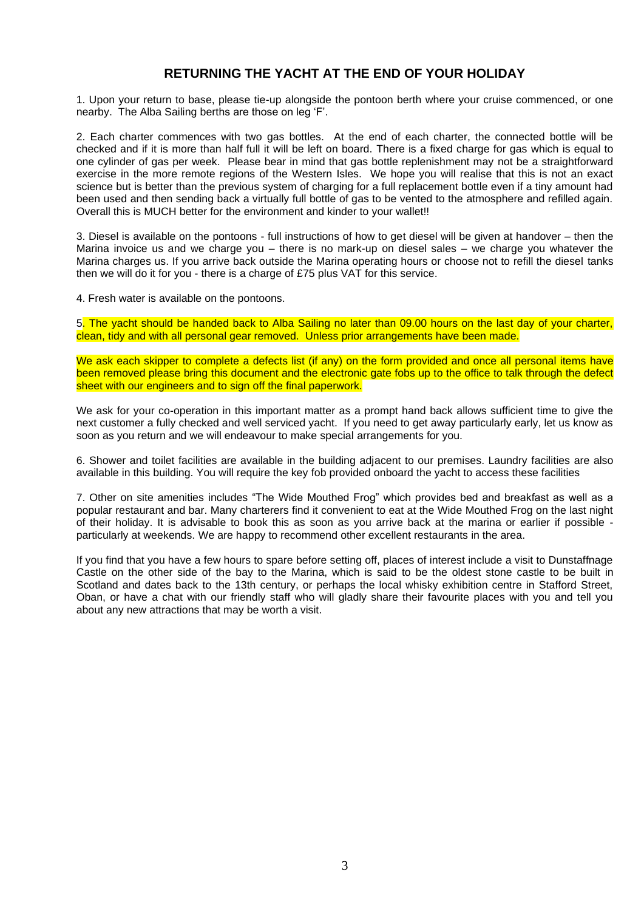## RETURNING THE YACHT AT THE END OF YOUR HOLIDAY

1. Upon your return to base, please tie-up alongside the pontoon berth where your cruise commenced, or one nearby. The Alba Sailing berths are those on leg 'F'.

2. Each charter commences with two gas bottles. At the end of each charter, the connected bottle will be checked and if it is more than half full it will be left on board. There is a fixed charge for gas which is equal to one cylinder of gas per week. Please bear in mind that gas bottle replenishment may not be a straightforward exercise in the more remote regions of the Western Isles. We hope you will realise that this is not an exact science but is better than the previous system of charging for a full replacement bottle even if a tiny amount had been used and then sending back a virtually full bottle of gas to be vented to the atmosphere and refilled again. Overall this is MUCH better for the environment and kinder to your wallet!!

3. Diesel is available on the pontoons - full instructions of how to get diesel will be given at handover – then the Marina invoice us and we charge you – there is no mark-up on diesel sales – we charge you whatever the Marina charges us. If you arrive back outside the Marina operating hours or choose not to refill the diesel tanks then we will do it for you - there is a charge of £75 plus VAT for this service.

4. Fresh water is available on the pontoons.

5. The yacht should be handed back to Alba Sailing no later than 09.00 hours on the last day of your charter, clean, tidy and with all personal gear removed. Unless prior arrangements have been made.

We ask each skipper to complete a defects list (if any) on the form provided and once all personal items have been removed please bring this document and the electronic gate fobs up to the office to talk through the defect sheet with our engineers and to sign off the final paperwork.

We ask for your co-operation in this important matter as a prompt hand back allows sufficient time to give the next customer a fully checked and well serviced yacht. If you need to get away particularly early, let us know as soon as you return and we will endeavour to make special arrangements for you.

6. Shower and toilet facilities are available in the building adjacent to our premises. Laundry facilities are also available in this building. You will require the key fob provided onboard the yacht to access these facilities

7. Other on site amenities includes "The Wide Mouthed Frog" which provides bed and breakfast as well as a popular restaurant and bar. Many charterers find it convenient to eat at the Wide Mouthed Frog on the last night of their holiday. It is advisable to book this as soon as you arrive back at the marina or earlier if possible - particularly at weekends. We are happy to recommend other excellent restaurants in the area.

If you find that you have a few hours to spare before setting off, places of interest include a visit to Dunstaffnage Castle on the other side of the bay to the Marina, which is said to be the oldest stone castle to be built in Scotland and dates back to the 13th century, or perhaps the local whisky exhibition centre in Stafford Street, Oban, or have a chat with our friendly staff who will gladly share their favourite places with you and tell you about any new attractions that may be worth a visit.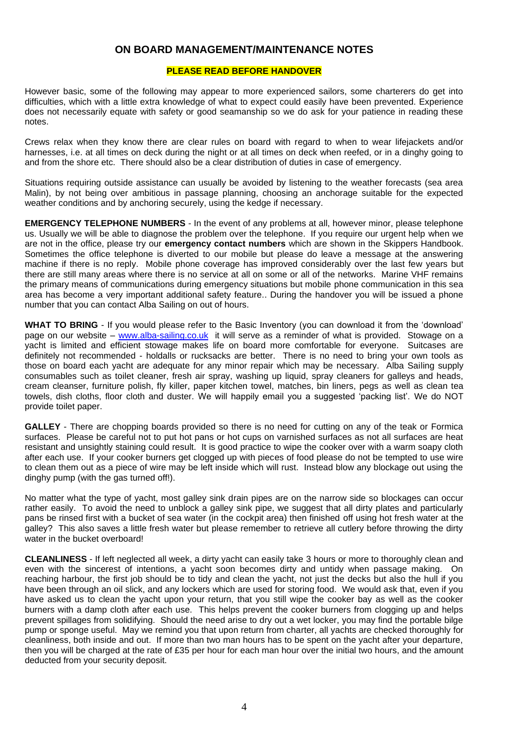## ON BOARD MANAGEMENT/MAINTENANCE NOTES

**PLEASE READ BEFORE HANDOVER**

However basic, some of the following may appear to more experienced sailors, some charterers do get into difficulties, which with a little extra knowledge of what to expect could easily have been prevented. Experience does not necessarily equate with safety or good seamanship so we do ask for your patience in reading these notes.

Crews relax when they know there are clear rules on board with regard to when to wear lifejackets and/or harnesses, i.e. at all times on deck during the night or at all times on deck when reefed, or in a dinghy going to and from the shore etc. There should also be a clear distribution of duties in case of emergency.

Situations requiring outside assistance can usually be avoided by listening to the weather forecasts (sea area Malin), by not being over ambitious in passage planning, choosing an anchorage suitable for the expected weather conditions and by anchoring securely, using the kedge if necessary.

**EMERGENCY TELEPHONE NUMBERS** - In the event of any problems at all, however minor, please telephone us. Usually we will be able to diagnose the problem over the telephone. If you require our urgent help when we are not in the office, please try our **emergency contact numbers** which are shown in the Skippers Handbook. Sometimes the office telephone is diverted to our mobile but please do leave a message at the answering machine if there is no reply. Mobile phone coverage has improved considerably over the last few years but there are still many areas where there is no service at all on some or all of the networks. Marine VHF remains the primary means of communications during emergency situations but mobile phone communication in this sea area has become a very important additional safety feature.. During the handover you will be issued a phone number that you can contact Alba Sailing on out of hours.

**WHAT TO BRING** - If you would please refer to the Basic Inventory (you can download it from the 'download' page on our website – www.alba-sailing.co.uk it will serve as a reminder of what is provided. Stowage on a yacht is limited and efficient stowage makes life on board more comfortable for everyone. Suitcases are definitely not recommended - holdalls or rucksacks are better. There is no need to bring your own tools as those on board each yacht are adequate for any minor repair which may be necessary. Alba Sailing supply consumables such as toilet cleaner, fresh air spray, washing up liquid, spray cleaners for galleys and heads, cream cleanser, furniture polish, fly killer, paper kitchen towel, matches, bin liners, pegs as well as clean tea towels, dish cloths, floor cloth and duster. We will happily email you a suggested 'packing list'. We do NOT provide toilet paper.

**GALLEY** - There are chopping boards provided so there is no need for cutting on any of the teak or Formica surfaces. Please be careful not to put hot pans or hot cups on varnished surfaces as not all surfaces are heat resistant and unsightly staining could result. It is good practice to wipe the cooker over with a warm soapy cloth after each use. If your cooker burners get clogged up with pieces of food please do not be tempted to use wire to clean them out as a piece of wire may be left inside which will rust. Instead blow any blockage out using the dinghy pump (with the gas turned off!).

No matter what the type of yacht, most galley sink drain pipes are on the narrow side so blockages can occur rather easily. To avoid the need to unblock a galley sink pipe, we suggest that all dirty plates and particularly pans be rinsed first with a bucket of sea water (in the cockpit area) then finished off using hot fresh water at the galley? This also saves a little fresh water but please remember to retrieve all cutlery before throwing the dirty water in the bucket overboard!

**CLEANLINESS** - If left neglected all week, a dirty yacht can easily take 3 hours or more to thoroughly clean and even with the sincerest of intentions, a yacht soon becomes dirty and untidy when passage making. On reaching harbour, the first job should be to tidy and clean the yacht, not just the decks but also the hull if you have been through an oil slick, and any lockers which are used for storing food. We would ask that, even if you have asked us to clean the yacht upon your return, that you still wipe the cooker bay as well as the cooker burners with a damp cloth after each use. This helps prevent the cooker burners from clogging up and helps prevent spillages from solidifying. Should the need arise to dry out a wet locker, you may find the portable bilge pump or sponge useful. May we remind you that upon return from charter, all yachts are checked thoroughly for cleanliness, both inside and out. If more than two man hours has to be spent on the yacht after your departure, then you will be charged at the rate of £35 per hour for each man hour over the initial two hours, and the amount deducted from your security deposit.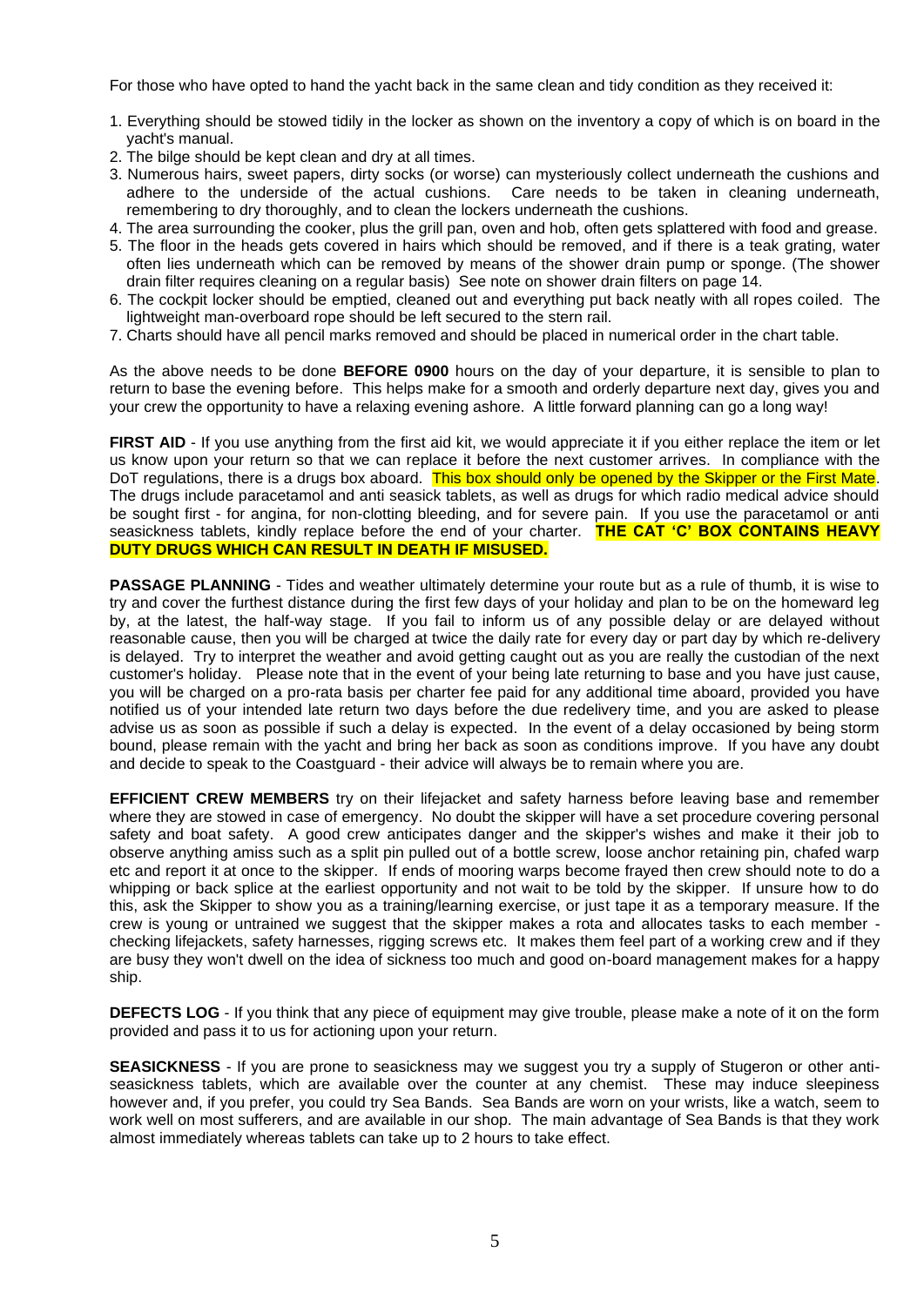For those who have opted to hand the yacht back in the same clean and tidy condition as they received it:

1. Everything should be stowed tidily in the locker as shown on the inventory a copy of which is on board in the yacht's manual.
2. The bilge should be kept clean and dry at all times.
3. Numerous hairs, sweet papers, dirty socks (or worse) can mysteriously collect underneath the cushions and adhere to the underside of the actual cushions. Care needs to be taken in cleaning underneath, remembering to dry thoroughly, and to clean the lockers underneath the cushions.
4. The area surrounding the cooker, plus the grill pan, oven and hob, often gets splattered with food and grease.
5. The floor in the heads gets covered in hairs which should be removed, and if there is a teak grating, water often lies underneath which can be removed by means of the shower drain pump or sponge. (The shower drain filter requires cleaning on a regular basis) See note on shower drain filters on page 14.
6. The cockpit locker should be emptied, cleaned out and everything put back neatly with all ropes coiled. The lightweight man-overboard rope should be left secured to the stern rail.
7. Charts should have all pencil marks removed and should be placed in numerical order in the chart table.

As the above needs to be done **BEFORE 0900** hours on the day of your departure, it is sensible to plan to return to base the evening before. This helps make for a smooth and orderly departure next day, gives you and your crew the opportunity to have a relaxing evening ashore. A little forward planning can go a long way!

**FIRST AID** - If you use anything from the first aid kit, we would appreciate it if you either replace the item or let us know upon your return so that we can replace it before the next customer arrives. In compliance with the DoT regulations, there is a drugs box aboard. This box should only be opened by the Skipper or the First Mate. The drugs include paracetamol and anti seasick tablets, as well as drugs for which radio medical advice should be sought first - for angina, for non-clotting bleeding, and for severe pain. If you use the paracetamol or anti seasickness tablets, kindly replace before the end of your charter. **THE CAT 'C' BOX CONTAINS HEAVY DUTY DRUGS WHICH CAN RESULT IN DEATH IF MISUSED.**

**PASSAGE PLANNING** - Tides and weather ultimately determine your route but as a rule of thumb, it is wise to try and cover the furthest distance during the first few days of your holiday and plan to be on the homeward leg by, at the latest, the half-way stage. If you fail to inform us of any possible delay or are delayed without reasonable cause, then you will be charged at twice the daily rate for every day or part day by which re-delivery is delayed. Try to interpret the weather and avoid getting caught out as you are really the custodian of the next customer's holiday. Please note that in the event of your being late returning to base and you have just cause, you will be charged on a pro-rata basis per charter fee paid for any additional time aboard, provided you have notified us of your intended late return two days before the due redelivery time, and you are asked to please advise us as soon as possible if such a delay is expected. In the event of a delay occasioned by being storm bound, please remain with the yacht and bring her back as soon as conditions improve. If you have any doubt and decide to speak to the Coastguard - their advice will always be to remain where you are.

**EFFICIENT CREW MEMBERS** try on their lifejacket and safety harness before leaving base and remember where they are stowed in case of emergency. No doubt the skipper will have a set procedure covering personal safety and boat safety. A good crew anticipates danger and the skipper's wishes and make it their job to observe anything amiss such as a split pin pulled out of a bottle screw, loose anchor retaining pin, chafed warp etc and report it at once to the skipper. If ends of mooring warps become frayed then crew should note to do a whipping or back splice at the earliest opportunity and not wait to be told by the skipper. If unsure how to do this, ask the Skipper to show you as a training/learning exercise, or just tape it as a temporary measure. If the crew is young or untrained we suggest that the skipper makes a rota and allocates tasks to each member - checking lifejackets, safety harnesses, rigging screws etc. It makes them feel part of a working crew and if they are busy they won't dwell on the idea of sickness too much and good on-board management makes for a happy ship.

**DEFECTS LOG** - If you think that any piece of equipment may give trouble, please make a note of it on the form provided and pass it to us for actioning upon your return.

**SEASICKNESS** - If you are prone to seasickness may we suggest you try a supply of Stugeron or other anti-seasickness tablets, which are available over the counter at any chemist. These may induce sleepiness however and, if you prefer, you could try Sea Bands. Sea Bands are worn on your wrists, like a watch, seem to work well on most sufferers, and are available in our shop. The main advantage of Sea Bands is that they work almost immediately whereas tablets can take up to 2 hours to take effect.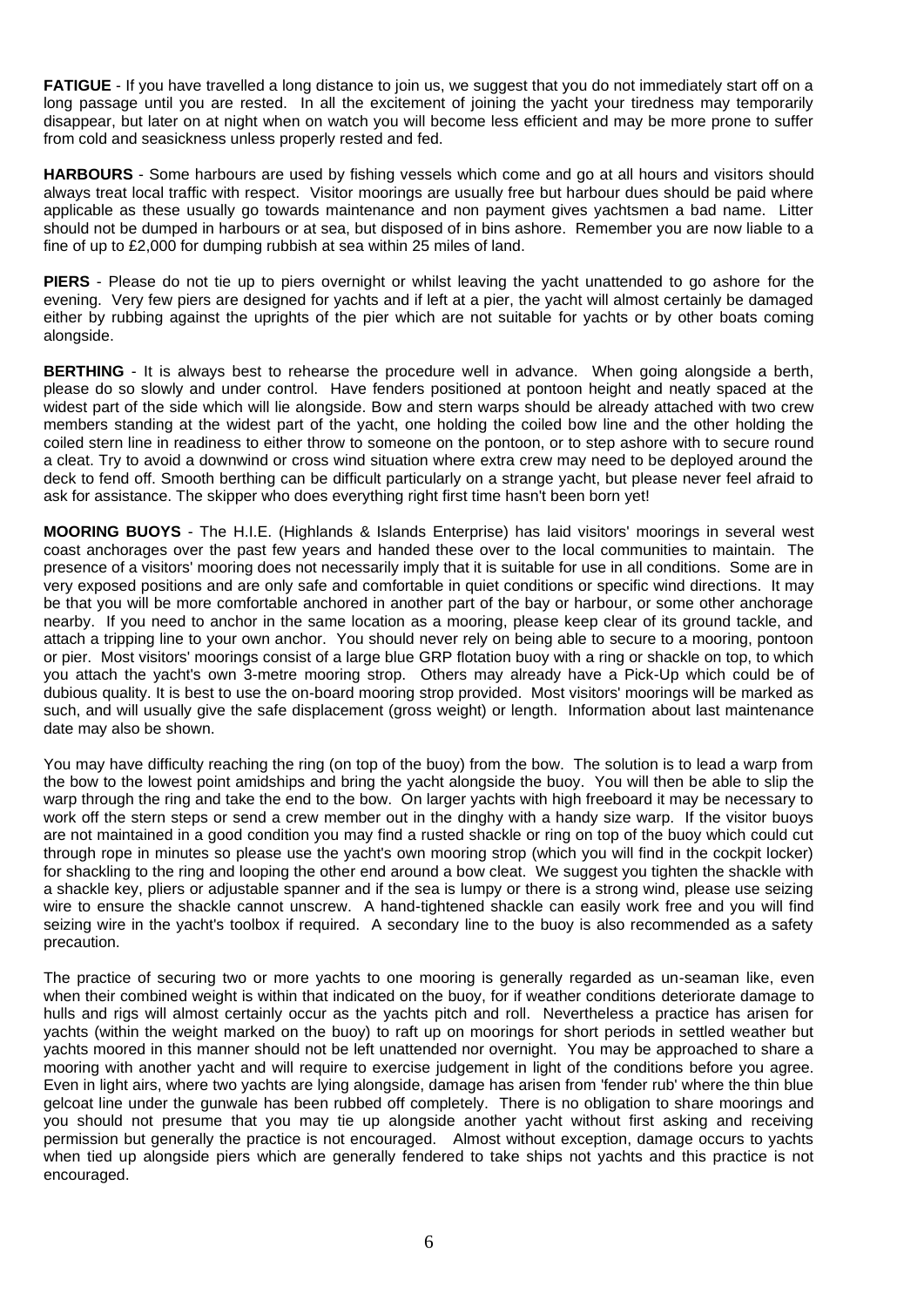**FATIGUE** - If you have travelled a long distance to join us, we suggest that you do not immediately start off on a long passage until you are rested. In all the excitement of joining the yacht your tiredness may temporarily disappear, but later on at night when on watch you will become less efficient and may be more prone to suffer from cold and seasickness unless properly rested and fed.

**HARBOURS** - Some harbours are used by fishing vessels which come and go at all hours and visitors should always treat local traffic with respect. Visitor moorings are usually free but harbour dues should be paid where applicable as these usually go towards maintenance and non payment gives yachtsmen a bad name. Litter should not be dumped in harbours or at sea, but disposed of in bins ashore. Remember you are now liable to a fine of up to £2,000 for dumping rubbish at sea within 25 miles of land.

**PIERS** - Please do not tie up to piers overnight or whilst leaving the yacht unattended to go ashore for the evening. Very few piers are designed for yachts and if left at a pier, the yacht will almost certainly be damaged either by rubbing against the uprights of the pier which are not suitable for yachts or by other boats coming alongside.

**BERTHING** - It is always best to rehearse the procedure well in advance. When going alongside a berth, please do so slowly and under control. Have fenders positioned at pontoon height and neatly spaced at the widest part of the side which will lie alongside. Bow and stern warps should be already attached with two crew members standing at the widest part of the yacht, one holding the coiled bow line and the other holding the coiled stern line in readiness to either throw to someone on the pontoon, or to step ashore with to secure round a cleat. Try to avoid a downwind or cross wind situation where extra crew may need to be deployed around the deck to fend off. Smooth berthing can be difficult particularly on a strange yacht, but please never feel afraid to ask for assistance. The skipper who does everything right first time hasn't been born yet!

**MOORING BUOYS** - The H.I.E. (Highlands & Islands Enterprise) has laid visitors' moorings in several west coast anchorages over the past few years and handed these over to the local communities to maintain. The presence of a visitors' mooring does not necessarily imply that it is suitable for use in all conditions. Some are in very exposed positions and are only safe and comfortable in quiet conditions or specific wind directions. It may be that you will be more comfortable anchored in another part of the bay or harbour, or some other anchorage nearby. If you need to anchor in the same location as a mooring, please keep clear of its ground tackle, and attach a tripping line to your own anchor. You should never rely on being able to secure to a mooring, pontoon or pier. Most visitors' moorings consist of a large blue GRP flotation buoy with a ring or shackle on top, to which you attach the yacht's own 3-metre mooring strop. Others may already have a Pick-Up which could be of dubious quality. It is best to use the on-board mooring strop provided. Most visitors' moorings will be marked as such, and will usually give the safe displacement (gross weight) or length. Information about last maintenance date may also be shown.

You may have difficulty reaching the ring (on top of the buoy) from the bow. The solution is to lead a warp from the bow to the lowest point amidships and bring the yacht alongside the buoy. You will then be able to slip the warp through the ring and take the end to the bow. On larger yachts with high freeboard it may be necessary to work off the stern steps or send a crew member out in the dinghy with a handy size warp. If the visitor buoys are not maintained in a good condition you may find a rusted shackle or ring on top of the buoy which could cut through rope in minutes so please use the yacht's own mooring strop (which you will find in the cockpit locker) for shackling to the ring and looping the other end around a bow cleat. We suggest you tighten the shackle with a shackle key, pliers or adjustable spanner and if the sea is lumpy or there is a strong wind, please use seizing wire to ensure the shackle cannot unscrew. A hand-tightened shackle can easily work free and you will find seizing wire in the yacht's toolbox if required. A secondary line to the buoy is also recommended as a safety precaution.

The practice of securing two or more yachts to one mooring is generally regarded as un-seaman like, even when their combined weight is within that indicated on the buoy, for if weather conditions deteriorate damage to hulls and rigs will almost certainly occur as the yachts pitch and roll. Nevertheless a practice has arisen for yachts (within the weight marked on the buoy) to raft up on moorings for short periods in settled weather but yachts moored in this manner should not be left unattended nor overnight. You may be approached to share a mooring with another yacht and will require to exercise judgement in light of the conditions before you agree. Even in light airs, where two yachts are lying alongside, damage has arisen from 'fender rub' where the thin blue gelcoat line under the gunwale has been rubbed off completely. There is no obligation to share moorings and you should not presume that you may tie up alongside another yacht without first asking and receiving permission but generally the practice is not encouraged. Almost without exception, damage occurs to yachts when tied up alongside piers which are generally fendered to take ships not yachts and this practice is not encouraged.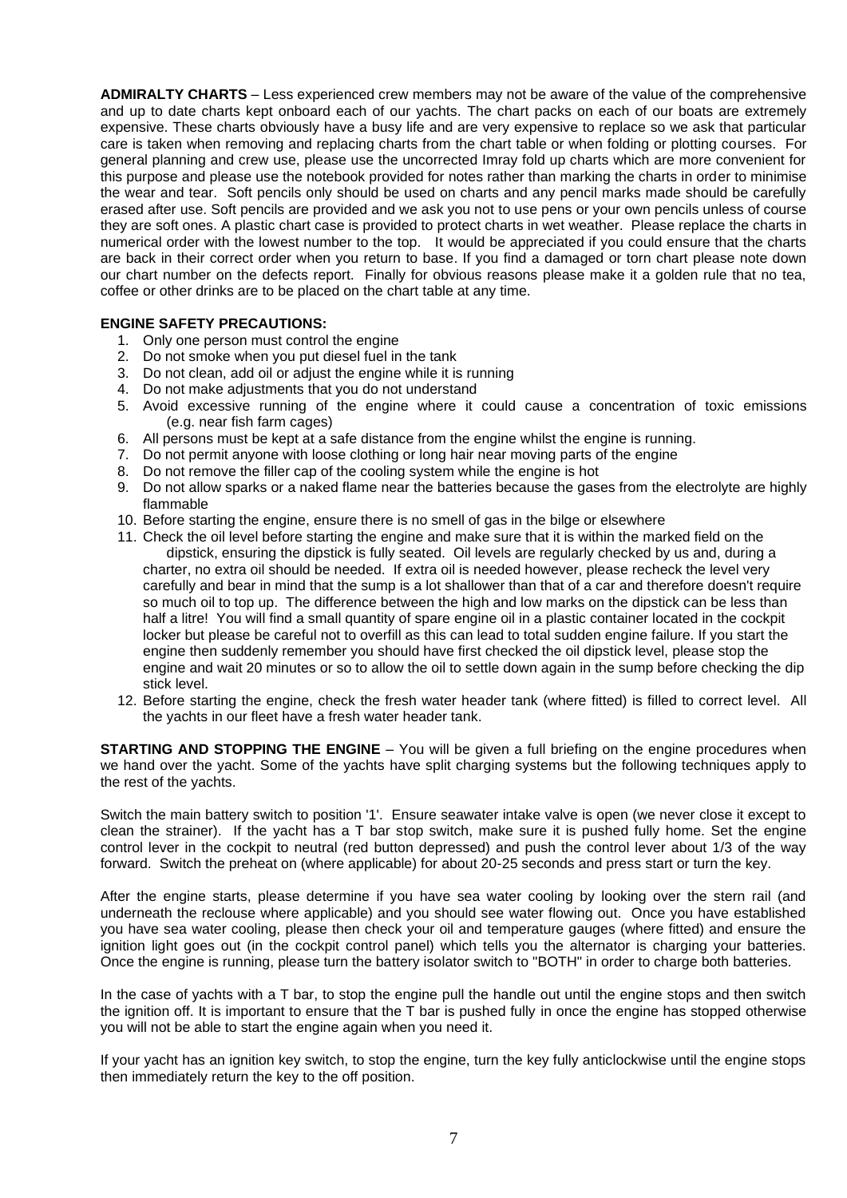**ADMIRALTY CHARTS** – Less experienced crew members may not be aware of the value of the comprehensive and up to date charts kept onboard each of our yachts. The chart packs on each of our boats are extremely expensive. These charts obviously have a busy life and are very expensive to replace so we ask that particular care is taken when removing and replacing charts from the chart table or when folding or plotting courses. For general planning and crew use, please use the uncorrected Imray fold up charts which are more convenient for this purpose and please use the notebook provided for notes rather than marking the charts in order to minimise the wear and tear. Soft pencils only should be used on charts and any pencil marks made should be carefully erased after use. Soft pencils are provided and we ask you not to use pens or your own pencils unless of course they are soft ones. A plastic chart case is provided to protect charts in wet weather. Please replace the charts in numerical order with the lowest number to the top. It would be appreciated if you could ensure that the charts are back in their correct order when you return to base. If you find a damaged or torn chart please note down our chart number on the defects report. Finally for obvious reasons please make it a golden rule that no tea, coffee or other drinks are to be placed on the chart table at any time.

**ENGINE SAFETY PRECAUTIONS:**

1. Only one person must control the engine
2. Do not smoke when you put diesel fuel in the tank
3. Do not clean, add oil or adjust the engine while it is running
4. Do not make adjustments that you do not understand
5. Avoid excessive running of the engine where it could cause a concentration of toxic emissions (e.g. near fish farm cages)
6. All persons must be kept at a safe distance from the engine whilst the engine is running.
7. Do not permit anyone with loose clothing or long hair near moving parts of the engine
8. Do not remove the filler cap of the cooling system while the engine is hot
9. Do not allow sparks or a naked flame near the batteries because the gases from the electrolyte are highly flammable
10. Before starting the engine, ensure there is no smell of gas in the bilge or elsewhere
11. Check the oil level before starting the engine and make sure that it is within the marked field on the dipstick, ensuring the dipstick is fully seated. Oil levels are regularly checked by us and, during a charter, no extra oil should be needed. If extra oil is needed however, please recheck the level very carefully and bear in mind that the sump is a lot shallower than that of a car and therefore doesn't require so much oil to top up. The difference between the high and low marks on the dipstick can be less than half a litre! You will find a small quantity of spare engine oil in a plastic container located in the cockpit locker but please be careful not to overfill as this can lead to total sudden engine failure. If you start the engine then suddenly remember you should have first checked the oil dipstick level, please stop the engine and wait 20 minutes or so to allow the oil to settle down again in the sump before checking the dip stick level.
12. Before starting the engine, check the fresh water header tank (where fitted) is filled to correct level. All the yachts in our fleet have a fresh water header tank.

**STARTING AND STOPPING THE ENGINE** – You will be given a full briefing on the engine procedures when we hand over the yacht. Some of the yachts have split charging systems but the following techniques apply to the rest of the yachts.

Switch the main battery switch to position '1'. Ensure seawater intake valve is open (we never close it except to clean the strainer). If the yacht has a T bar stop switch, make sure it is pushed fully home. Set the engine control lever in the cockpit to neutral (red button depressed) and push the control lever about 1/3 of the way forward. Switch the preheat on (where applicable) for about 20-25 seconds and press start or turn the key.

After the engine starts, please determine if you have sea water cooling by looking over the stern rail (and underneath the reclouse where applicable) and you should see water flowing out. Once you have established you have sea water cooling, please then check your oil and temperature gauges (where fitted) and ensure the ignition light goes out (in the cockpit control panel) which tells you the alternator is charging your batteries. Once the engine is running, please turn the battery isolator switch to "BOTH" in order to charge both batteries.

In the case of yachts with a T bar, to stop the engine pull the handle out until the engine stops and then switch the ignition off. It is important to ensure that the T bar is pushed fully in once the engine has stopped otherwise you will not be able to start the engine again when you need it.

If your yacht has an ignition key switch, to stop the engine, turn the key fully anticlockwise until the engine stops then immediately return the key to the off position.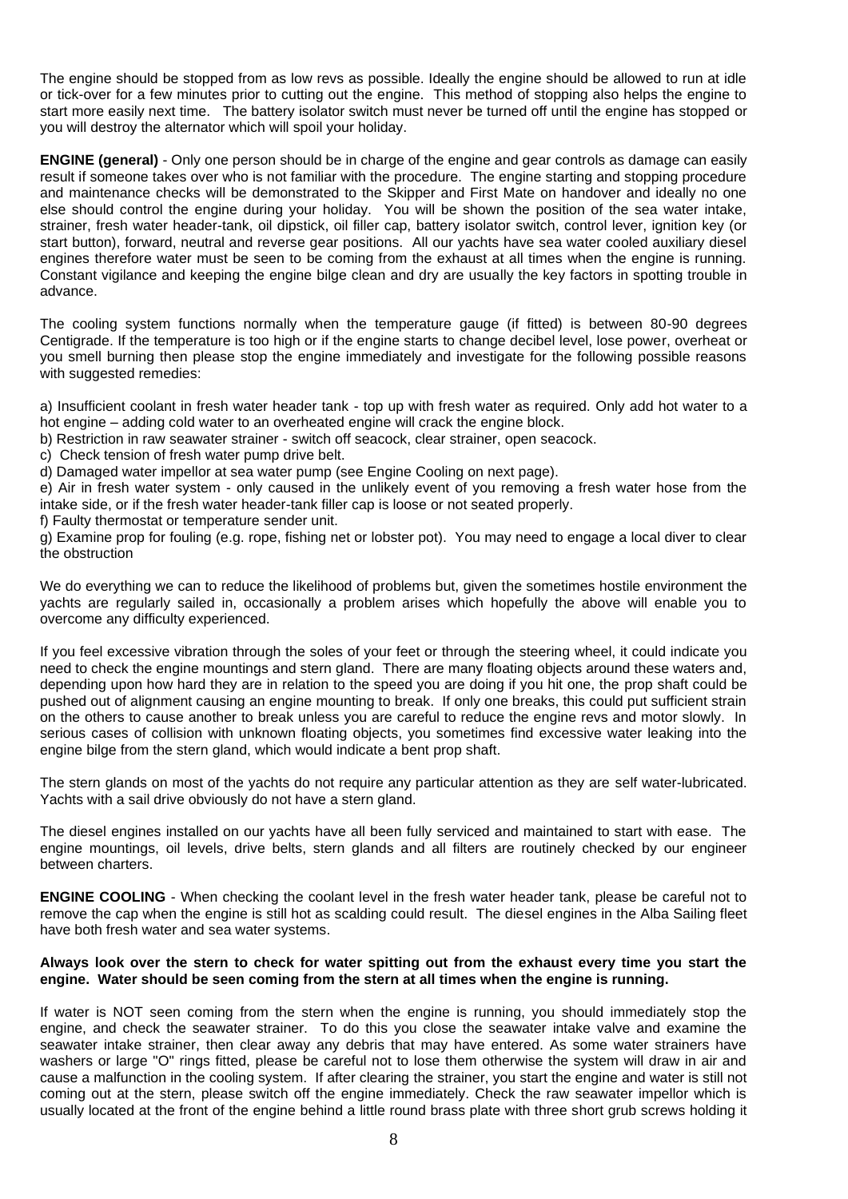The engine should be stopped from as low revs as possible. Ideally the engine should be allowed to run at idle or tick-over for a few minutes prior to cutting out the engine. This method of stopping also helps the engine to start more easily next time. The battery isolator switch must never be turned off until the engine has stopped or you will destroy the alternator which will spoil your holiday.

**ENGINE (general)** - Only one person should be in charge of the engine and gear controls as damage can easily result if someone takes over who is not familiar with the procedure. The engine starting and stopping procedure and maintenance checks will be demonstrated to the Skipper and First Mate on handover and ideally no one else should control the engine during your holiday. You will be shown the position of the sea water intake, strainer, fresh water header-tank, oil dipstick, oil filler cap, battery isolator switch, control lever, ignition key (or start button), forward, neutral and reverse gear positions. All our yachts have sea water cooled auxiliary diesel engines therefore water must be seen to be coming from the exhaust at all times when the engine is running. Constant vigilance and keeping the engine bilge clean and dry are usually the key factors in spotting trouble in advance.

The cooling system functions normally when the temperature gauge (if fitted) is between 80-90 degrees Centigrade. If the temperature is too high or if the engine starts to change decibel level, lose power, overheat or you smell burning then please stop the engine immediately and investigate for the following possible reasons with suggested remedies:

a) Insufficient coolant in fresh water header tank - top up with fresh water as required. Only add hot water to a hot engine – adding cold water to an overheated engine will crack the engine block.
b) Restriction in raw seawater strainer - switch off seacock, clear strainer, open seacock.
c) Check tension of fresh water pump drive belt.
d) Damaged water impellor at sea water pump (see Engine Cooling on next page).
e) Air in fresh water system - only caused in the unlikely event of you removing a fresh water hose from the intake side, or if the fresh water header-tank filler cap is loose or not seated properly.
f) Faulty thermostat or temperature sender unit.
g) Examine prop for fouling (e.g. rope, fishing net or lobster pot). You may need to engage a local diver to clear the obstruction

We do everything we can to reduce the likelihood of problems but, given the sometimes hostile environment the yachts are regularly sailed in, occasionally a problem arises which hopefully the above will enable you to overcome any difficulty experienced.

If you feel excessive vibration through the soles of your feet or through the steering wheel, it could indicate you need to check the engine mountings and stern gland. There are many floating objects around these waters and, depending upon how hard they are in relation to the speed you are doing if you hit one, the prop shaft could be pushed out of alignment causing an engine mounting to break. If only one breaks, this could put sufficient strain on the others to cause another to break unless you are careful to reduce the engine revs and motor slowly. In serious cases of collision with unknown floating objects, you sometimes find excessive water leaking into the engine bilge from the stern gland, which would indicate a bent prop shaft.

The stern glands on most of the yachts do not require any particular attention as they are self water-lubricated. Yachts with a sail drive obviously do not have a stern gland.

The diesel engines installed on our yachts have all been fully serviced and maintained to start with ease. The engine mountings, oil levels, drive belts, stern glands and all filters are routinely checked by our engineer between charters.

**ENGINE COOLING** - When checking the coolant level in the fresh water header tank, please be careful not to remove the cap when the engine is still hot as scalding could result. The diesel engines in the Alba Sailing fleet have both fresh water and sea water systems.

**Always look over the stern to check for water spitting out from the exhaust every time you start the engine. Water should be seen coming from the stern at all times when the engine is running.**

If water is NOT seen coming from the stern when the engine is running, you should immediately stop the engine, and check the seawater strainer. To do this you close the seawater intake valve and examine the seawater intake strainer, then clear away any debris that may have entered. As some water strainers have washers or large "O" rings fitted, please be careful not to lose them otherwise the system will draw in air and cause a malfunction in the cooling system. If after clearing the strainer, you start the engine and water is still not coming out at the stern, please switch off the engine immediately. Check the raw seawater impellor which is usually located at the front of the engine behind a little round brass plate with three short grub screws holding it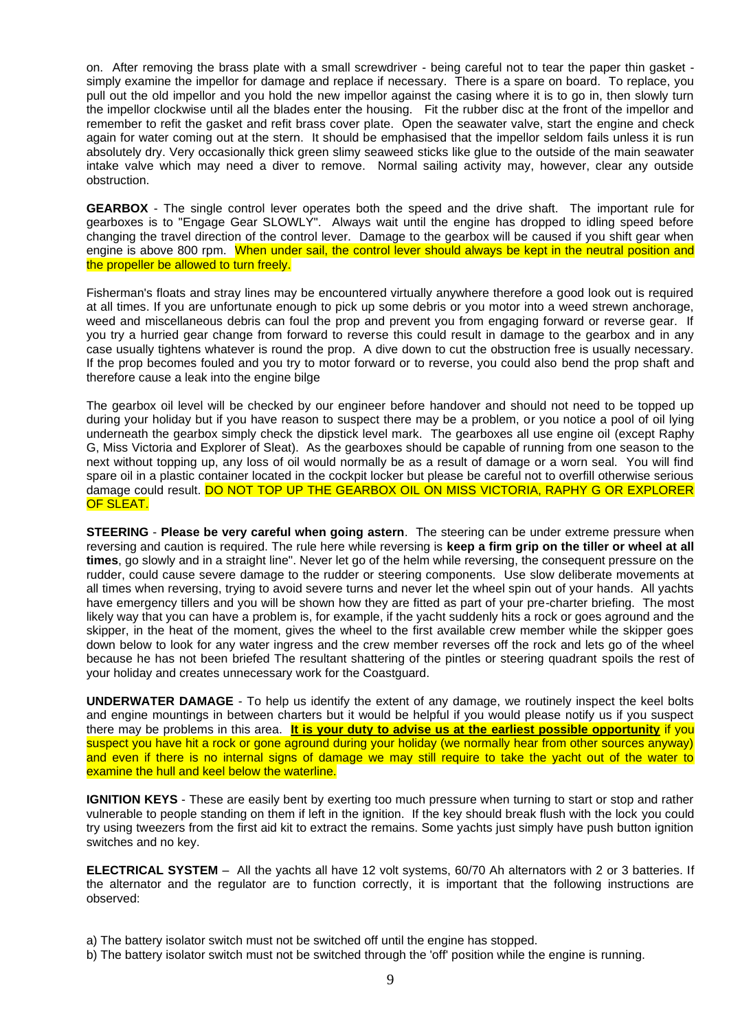on. After removing the brass plate with a small screwdriver - being careful not to tear the paper thin gasket - simply examine the impellor for damage and replace if necessary. There is a spare on board. To replace, you pull out the old impellor and you hold the new impellor against the casing where it is to go in, then slowly turn the impellor clockwise until all the blades enter the housing. Fit the rubber disc at the front of the impellor and remember to refit the gasket and refit brass cover plate. Open the seawater valve, start the engine and check again for water coming out at the stern. It should be emphasised that the impellor seldom fails unless it is run absolutely dry. Very occasionally thick green slimy seaweed sticks like glue to the outside of the main seawater intake valve which may need a diver to remove. Normal sailing activity may, however, clear any outside obstruction.

**GEARBOX** - The single control lever operates both the speed and the drive shaft. The important rule for gearboxes is to "Engage Gear SLOWLY". Always wait until the engine has dropped to idling speed before changing the travel direction of the control lever. Damage to the gearbox will be caused if you shift gear when engine is above 800 rpm. When under sail, the control lever should always be kept in the neutral position and the propeller be allowed to turn freely.

Fisherman's floats and stray lines may be encountered virtually anywhere therefore a good look out is required at all times. If you are unfortunate enough to pick up some debris or you motor into a weed strewn anchorage, weed and miscellaneous debris can foul the prop and prevent you from engaging forward or reverse gear. If you try a hurried gear change from forward to reverse this could result in damage to the gearbox and in any case usually tightens whatever is round the prop. A dive down to cut the obstruction free is usually necessary. If the prop becomes fouled and you try to motor forward or to reverse, you could also bend the prop shaft and therefore cause a leak into the engine bilge

The gearbox oil level will be checked by our engineer before handover and should not need to be topped up during your holiday but if you have reason to suspect there may be a problem, or you notice a pool of oil lying underneath the gearbox simply check the dipstick level mark. The gearboxes all use engine oil (except Raphy G, Miss Victoria and Explorer of Sleat). As the gearboxes should be capable of running from one season to the next without topping up, any loss of oil would normally be as a result of damage or a worn seal. You will find spare oil in a plastic container located in the cockpit locker but please be careful not to overfill otherwise serious damage could result. DO NOT TOP UP THE GEARBOX OIL ON MISS VICTORIA, RAPHY G OR EXPLORER OF SLEAT.

**STEERING** - **Please be very careful when going astern**. The steering can be under extreme pressure when reversing and caution is required. The rule here while reversing is **keep a firm grip on the tiller or wheel at all times**, go slowly and in a straight line". Never let go of the helm while reversing, the consequent pressure on the rudder, could cause severe damage to the rudder or steering components. Use slow deliberate movements at all times when reversing, trying to avoid severe turns and never let the wheel spin out of your hands. All yachts have emergency tillers and you will be shown how they are fitted as part of your pre-charter briefing. The most likely way that you can have a problem is, for example, if the yacht suddenly hits a rock or goes aground and the skipper, in the heat of the moment, gives the wheel to the first available crew member while the skipper goes down below to look for any water ingress and the crew member reverses off the rock and lets go of the wheel because he has not been briefed The resultant shattering of the pintles or steering quadrant spoils the rest of your holiday and creates unnecessary work for the Coastguard.

**UNDERWATER DAMAGE** - To help us identify the extent of any damage, we routinely inspect the keel bolts and engine mountings in between charters but it would be helpful if you would please notify us if you suspect there may be problems in this area. **<u>It is your duty to advise us at the earliest possible opportunity</u>** if you suspect you have hit a rock or gone aground during your holiday (we normally hear from other sources anyway) and even if there is no internal signs of damage we may still require to take the yacht out of the water to examine the hull and keel below the waterline.

**IGNITION KEYS** - These are easily bent by exerting too much pressure when turning to start or stop and rather vulnerable to people standing on them if left in the ignition. If the key should break flush with the lock you could try using tweezers from the first aid kit to extract the remains. Some yachts just simply have push button ignition switches and no key.

**ELECTRICAL SYSTEM** – All the yachts all have 12 volt systems, 60/70 Ah alternators with 2 or 3 batteries. If the alternator and the regulator are to function correctly, it is important that the following instructions are observed:

a) The battery isolator switch must not be switched off until the engine has stopped.
b) The battery isolator switch must not be switched through the 'off' position while the engine is running.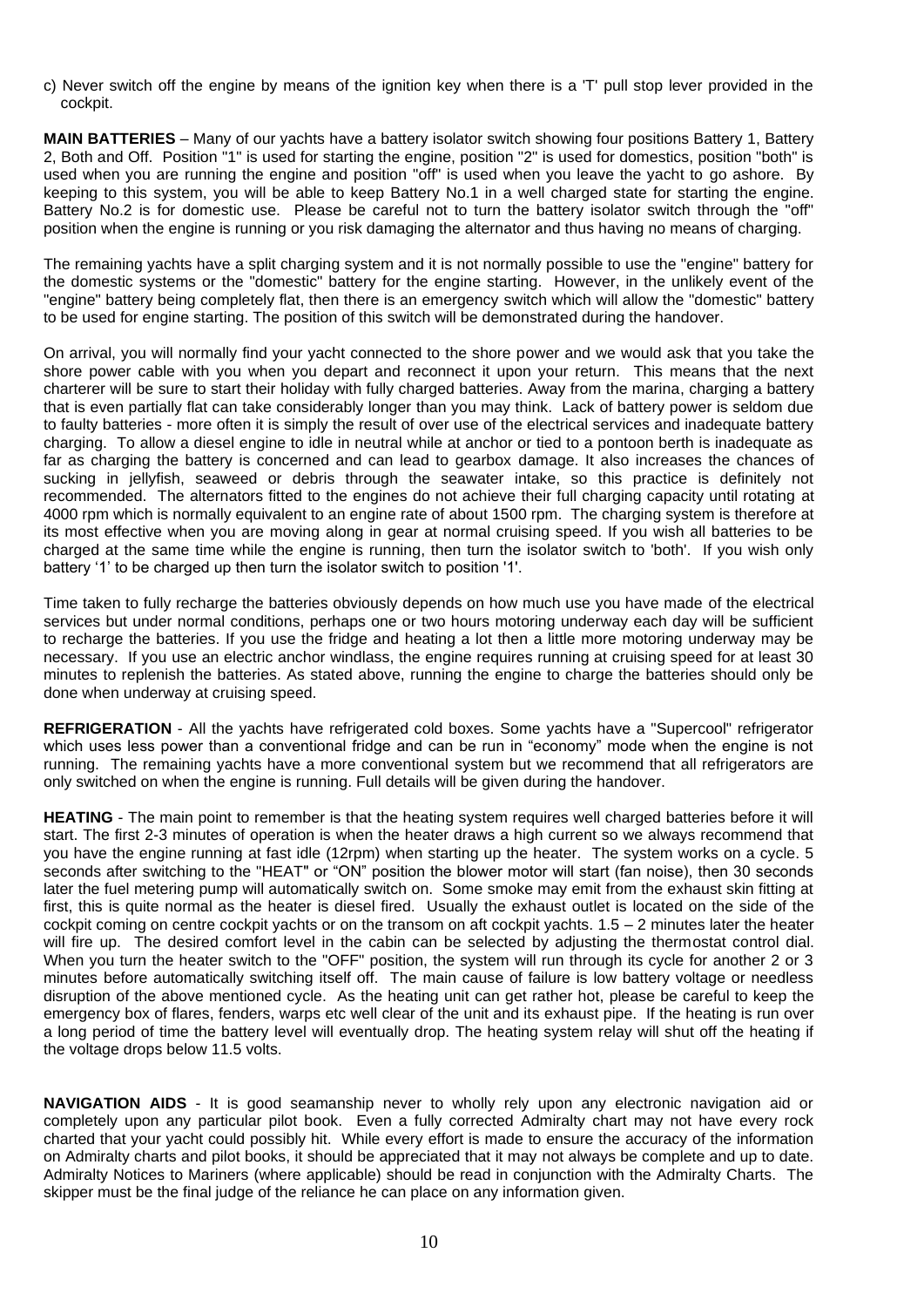c) Never switch off the engine by means of the ignition key when there is a 'T' pull stop lever provided in the cockpit.

**MAIN BATTERIES** – Many of our yachts have a battery isolator switch showing four positions Battery 1, Battery 2, Both and Off. Position "1" is used for starting the engine, position "2" is used for domestics, position "both" is used when you are running the engine and position "off" is used when you leave the yacht to go ashore. By keeping to this system, you will be able to keep Battery No.1 in a well charged state for starting the engine. Battery No.2 is for domestic use. Please be careful not to turn the battery isolator switch through the "off" position when the engine is running or you risk damaging the alternator and thus having no means of charging.

The remaining yachts have a split charging system and it is not normally possible to use the "engine" battery for the domestic systems or the "domestic" battery for the engine starting. However, in the unlikely event of the "engine" battery being completely flat, then there is an emergency switch which will allow the "domestic" battery to be used for engine starting. The position of this switch will be demonstrated during the handover.

On arrival, you will normally find your yacht connected to the shore power and we would ask that you take the shore power cable with you when you depart and reconnect it upon your return. This means that the next charterer will be sure to start their holiday with fully charged batteries. Away from the marina, charging a battery that is even partially flat can take considerably longer than you may think. Lack of battery power is seldom due to faulty batteries - more often it is simply the result of over use of the electrical services and inadequate battery charging. To allow a diesel engine to idle in neutral while at anchor or tied to a pontoon berth is inadequate as far as charging the battery is concerned and can lead to gearbox damage. It also increases the chances of sucking in jellyfish, seaweed or debris through the seawater intake, so this practice is definitely not recommended. The alternators fitted to the engines do not achieve their full charging capacity until rotating at 4000 rpm which is normally equivalent to an engine rate of about 1500 rpm. The charging system is therefore at its most effective when you are moving along in gear at normal cruising speed. If you wish all batteries to be charged at the same time while the engine is running, then turn the isolator switch to 'both'. If you wish only battery '1' to be charged up then turn the isolator switch to position '1'.

Time taken to fully recharge the batteries obviously depends on how much use you have made of the electrical services but under normal conditions, perhaps one or two hours motoring underway each day will be sufficient to recharge the batteries. If you use the fridge and heating a lot then a little more motoring underway may be necessary. If you use an electric anchor windlass, the engine requires running at cruising speed for at least 30 minutes to replenish the batteries. As stated above, running the engine to charge the batteries should only be done when underway at cruising speed.

**REFRIGERATION** - All the yachts have refrigerated cold boxes. Some yachts have a "Supercool" refrigerator which uses less power than a conventional fridge and can be run in "economy" mode when the engine is not running. The remaining yachts have a more conventional system but we recommend that all refrigerators are only switched on when the engine is running. Full details will be given during the handover.

**HEATING** - The main point to remember is that the heating system requires well charged batteries before it will start. The first 2-3 minutes of operation is when the heater draws a high current so we always recommend that you have the engine running at fast idle (12rpm) when starting up the heater. The system works on a cycle. 5 seconds after switching to the "HEAT" or "ON" position the blower motor will start (fan noise), then 30 seconds later the fuel metering pump will automatically switch on. Some smoke may emit from the exhaust skin fitting at first, this is quite normal as the heater is diesel fired. Usually the exhaust outlet is located on the side of the cockpit coming on centre cockpit yachts or on the transom on aft cockpit yachts. 1.5 – 2 minutes later the heater will fire up. The desired comfort level in the cabin can be selected by adjusting the thermostat control dial. When you turn the heater switch to the "OFF" position, the system will run through its cycle for another 2 or 3 minutes before automatically switching itself off. The main cause of failure is low battery voltage or needless disruption of the above mentioned cycle. As the heating unit can get rather hot, please be careful to keep the emergency box of flares, fenders, warps etc well clear of the unit and its exhaust pipe. If the heating is run over a long period of time the battery level will eventually drop. The heating system relay will shut off the heating if the voltage drops below 11.5 volts.

**NAVIGATION AIDS** - It is good seamanship never to wholly rely upon any electronic navigation aid or completely upon any particular pilot book. Even a fully corrected Admiralty chart may not have every rock charted that your yacht could possibly hit. While every effort is made to ensure the accuracy of the information on Admiralty charts and pilot books, it should be appreciated that it may not always be complete and up to date. Admiralty Notices to Mariners (where applicable) should be read in conjunction with the Admiralty Charts. The skipper must be the final judge of the reliance he can place on any information given.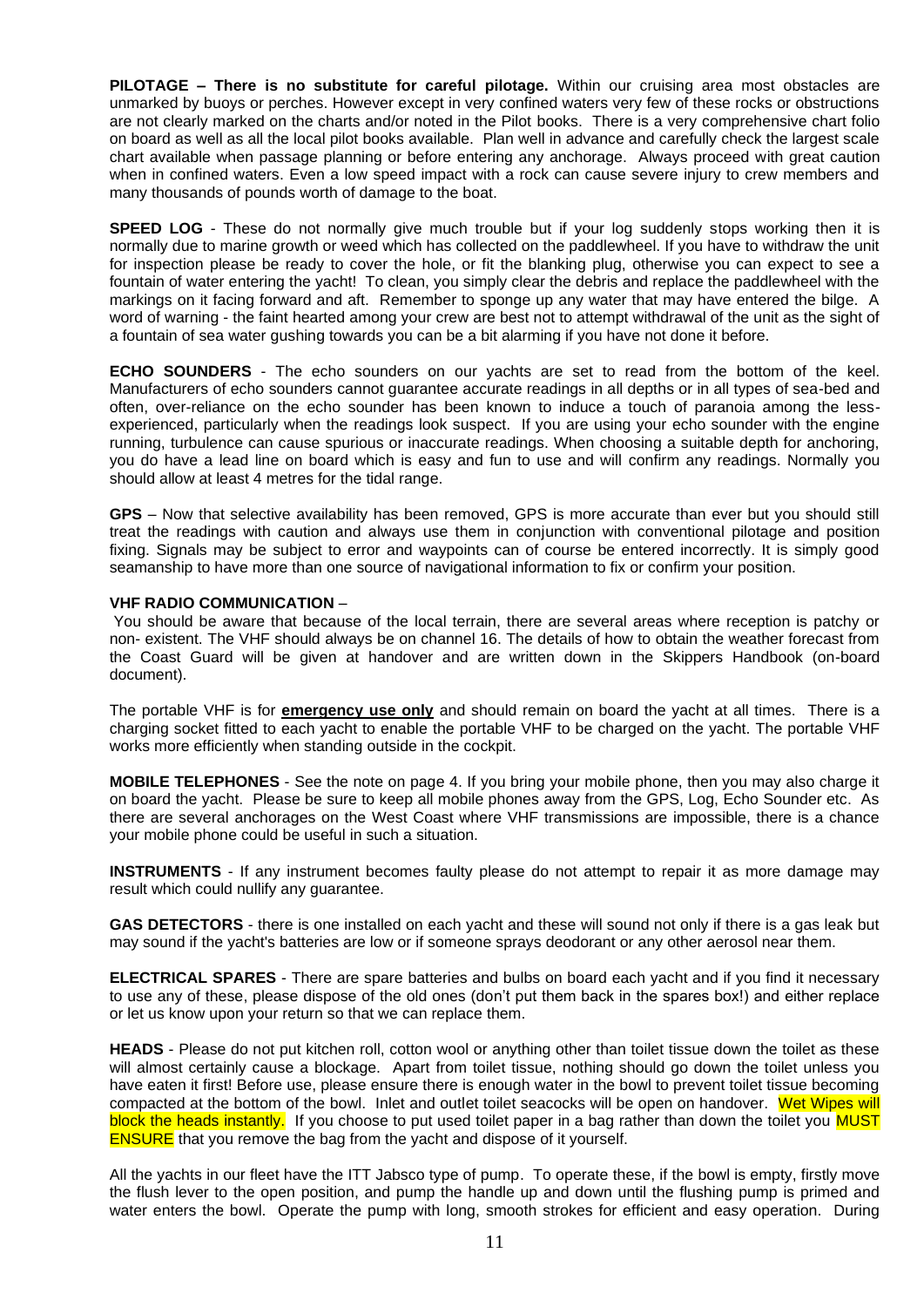**PILOTAGE – There is no substitute for careful pilotage.** Within our cruising area most obstacles are unmarked by buoys or perches. However except in very confined waters very few of these rocks or obstructions are not clearly marked on the charts and/or noted in the Pilot books. There is a very comprehensive chart folio on board as well as all the local pilot books available. Plan well in advance and carefully check the largest scale chart available when passage planning or before entering any anchorage. Always proceed with great caution when in confined waters. Even a low speed impact with a rock can cause severe injury to crew members and many thousands of pounds worth of damage to the boat.

**SPEED LOG** - These do not normally give much trouble but if your log suddenly stops working then it is normally due to marine growth or weed which has collected on the paddlewheel. If you have to withdraw the unit for inspection please be ready to cover the hole, or fit the blanking plug, otherwise you can expect to see a fountain of water entering the yacht! To clean, you simply clear the debris and replace the paddlewheel with the markings on it facing forward and aft. Remember to sponge up any water that may have entered the bilge. A word of warning - the faint hearted among your crew are best not to attempt withdrawal of the unit as the sight of a fountain of sea water gushing towards you can be a bit alarming if you have not done it before.

**ECHO SOUNDERS** - The echo sounders on our yachts are set to read from the bottom of the keel. Manufacturers of echo sounders cannot guarantee accurate readings in all depths or in all types of sea-bed and often, over-reliance on the echo sounder has been known to induce a touch of paranoia among the less-experienced, particularly when the readings look suspect. If you are using your echo sounder with the engine running, turbulence can cause spurious or inaccurate readings. When choosing a suitable depth for anchoring, you do have a lead line on board which is easy and fun to use and will confirm any readings. Normally you should allow at least 4 metres for the tidal range.

**GPS** – Now that selective availability has been removed, GPS is more accurate than ever but you should still treat the readings with caution and always use them in conjunction with conventional pilotage and position fixing. Signals may be subject to error and waypoints can of course be entered incorrectly. It is simply good seamanship to have more than one source of navigational information to fix or confirm your position.

**VHF RADIO COMMUNICATION** –

You should be aware that because of the local terrain, there are several areas where reception is patchy or non- existent. The VHF should always be on channel 16. The details of how to obtain the weather forecast from the Coast Guard will be given at handover and are written down in the Skippers Handbook (on-board document).

The portable VHF is for **emergency use only** and should remain on board the yacht at all times. There is a charging socket fitted to each yacht to enable the portable VHF to be charged on the yacht. The portable VHF works more efficiently when standing outside in the cockpit.

**MOBILE TELEPHONES** - See the note on page 4. If you bring your mobile phone, then you may also charge it on board the yacht. Please be sure to keep all mobile phones away from the GPS, Log, Echo Sounder etc. As there are several anchorages on the West Coast where VHF transmissions are impossible, there is a chance your mobile phone could be useful in such a situation.

**INSTRUMENTS** - If any instrument becomes faulty please do not attempt to repair it as more damage may result which could nullify any guarantee.

**GAS DETECTORS** - there is one installed on each yacht and these will sound not only if there is a gas leak but may sound if the yacht's batteries are low or if someone sprays deodorant or any other aerosol near them.

**ELECTRICAL SPARES** - There are spare batteries and bulbs on board each yacht and if you find it necessary to use any of these, please dispose of the old ones (don't put them back in the spares box!) and either replace or let us know upon your return so that we can replace them.

**HEADS** - Please do not put kitchen roll, cotton wool or anything other than toilet tissue down the toilet as these will almost certainly cause a blockage. Apart from toilet tissue, nothing should go down the toilet unless you have eaten it first! Before use, please ensure there is enough water in the bowl to prevent toilet tissue becoming compacted at the bottom of the bowl. Inlet and outlet toilet seacocks will be open on handover. Wet Wipes will block the heads instantly. If you choose to put used toilet paper in a bag rather than down the toilet you MUST ENSURE that you remove the bag from the yacht and dispose of it yourself.

All the yachts in our fleet have the ITT Jabsco type of pump. To operate these, if the bowl is empty, firstly move the flush lever to the open position, and pump the handle up and down until the flushing pump is primed and water enters the bowl. Operate the pump with long, smooth strokes for efficient and easy operation. During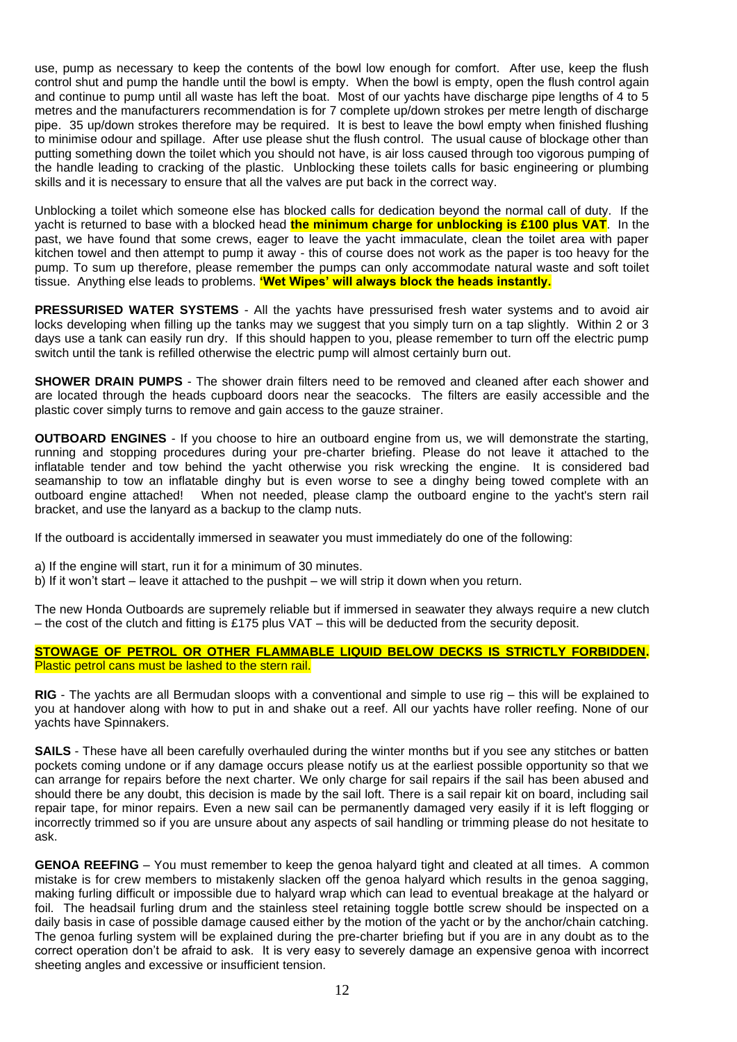use, pump as necessary to keep the contents of the bowl low enough for comfort. After use, keep the flush control shut and pump the handle until the bowl is empty. When the bowl is empty, open the flush control again and continue to pump until all waste has left the boat. Most of our yachts have discharge pipe lengths of 4 to 5 metres and the manufacturers recommendation is for 7 complete up/down strokes per metre length of discharge pipe. 35 up/down strokes therefore may be required. It is best to leave the bowl empty when finished flushing to minimise odour and spillage. After use please shut the flush control. The usual cause of blockage other than putting something down the toilet which you should not have, is air loss caused through too vigorous pumping of the handle leading to cracking of the plastic. Unblocking these toilets calls for basic engineering or plumbing skills and it is necessary to ensure that all the valves are put back in the correct way.

Unblocking a toilet which someone else has blocked calls for dedication beyond the normal call of duty. If the yacht is returned to base with a blocked head **the minimum charge for unblocking is £100 plus VAT**. In the past, we have found that some crews, eager to leave the yacht immaculate, clean the toilet area with paper kitchen towel and then attempt to pump it away - this of course does not work as the paper is too heavy for the pump. To sum up therefore, please remember the pumps can only accommodate natural waste and soft toilet tissue. Anything else leads to problems. **'Wet Wipes' will always block the heads instantly.**

**PRESSURISED WATER SYSTEMS** - All the yachts have pressurised fresh water systems and to avoid air locks developing when filling up the tanks may we suggest that you simply turn on a tap slightly. Within 2 or 3 days use a tank can easily run dry. If this should happen to you, please remember to turn off the electric pump switch until the tank is refilled otherwise the electric pump will almost certainly burn out.

**SHOWER DRAIN PUMPS** - The shower drain filters need to be removed and cleaned after each shower and are located through the heads cupboard doors near the seacocks. The filters are easily accessible and the plastic cover simply turns to remove and gain access to the gauze strainer.

**OUTBOARD ENGINES** - If you choose to hire an outboard engine from us, we will demonstrate the starting, running and stopping procedures during your pre-charter briefing. Please do not leave it attached to the inflatable tender and tow behind the yacht otherwise you risk wrecking the engine. It is considered bad seamanship to tow an inflatable dinghy but is even worse to see a dinghy being towed complete with an outboard engine attached! When not needed, please clamp the outboard engine to the yacht's stern rail bracket, and use the lanyard as a backup to the clamp nuts.

If the outboard is accidentally immersed in seawater you must immediately do one of the following:

a) If the engine will start, run it for a minimum of 30 minutes.
b) If it won't start – leave it attached to the pushpit – we will strip it down when you return.

The new Honda Outboards are supremely reliable but if immersed in seawater they always require a new clutch – the cost of the clutch and fitting is £175 plus VAT – this will be deducted from the security deposit.

**STOWAGE OF PETROL OR OTHER FLAMMABLE LIQUID BELOW DECKS IS STRICTLY FORBIDDEN.**
Plastic petrol cans must be lashed to the stern rail.

**RIG** - The yachts are all Bermudan sloops with a conventional and simple to use rig – this will be explained to you at handover along with how to put in and shake out a reef. All our yachts have roller reefing. None of our yachts have Spinnakers.

**SAILS** - These have all been carefully overhauled during the winter months but if you see any stitches or batten pockets coming undone or if any damage occurs please notify us at the earliest possible opportunity so that we can arrange for repairs before the next charter. We only charge for sail repairs if the sail has been abused and should there be any doubt, this decision is made by the sail loft. There is a sail repair kit on board, including sail repair tape, for minor repairs. Even a new sail can be permanently damaged very easily if it is left flogging or incorrectly trimmed so if you are unsure about any aspects of sail handling or trimming please do not hesitate to ask.

**GENOA REEFING** – You must remember to keep the genoa halyard tight and cleated at all times. A common mistake is for crew members to mistakenly slacken off the genoa halyard which results in the genoa sagging, making furling difficult or impossible due to halyard wrap which can lead to eventual breakage at the halyard or foil. The headsail furling drum and the stainless steel retaining toggle bottle screw should be inspected on a daily basis in case of possible damage caused either by the motion of the yacht or by the anchor/chain catching. The genoa furling system will be explained during the pre-charter briefing but if you are in any doubt as to the correct operation don't be afraid to ask. It is very easy to severely damage an expensive genoa with incorrect sheeting angles and excessive or insufficient tension.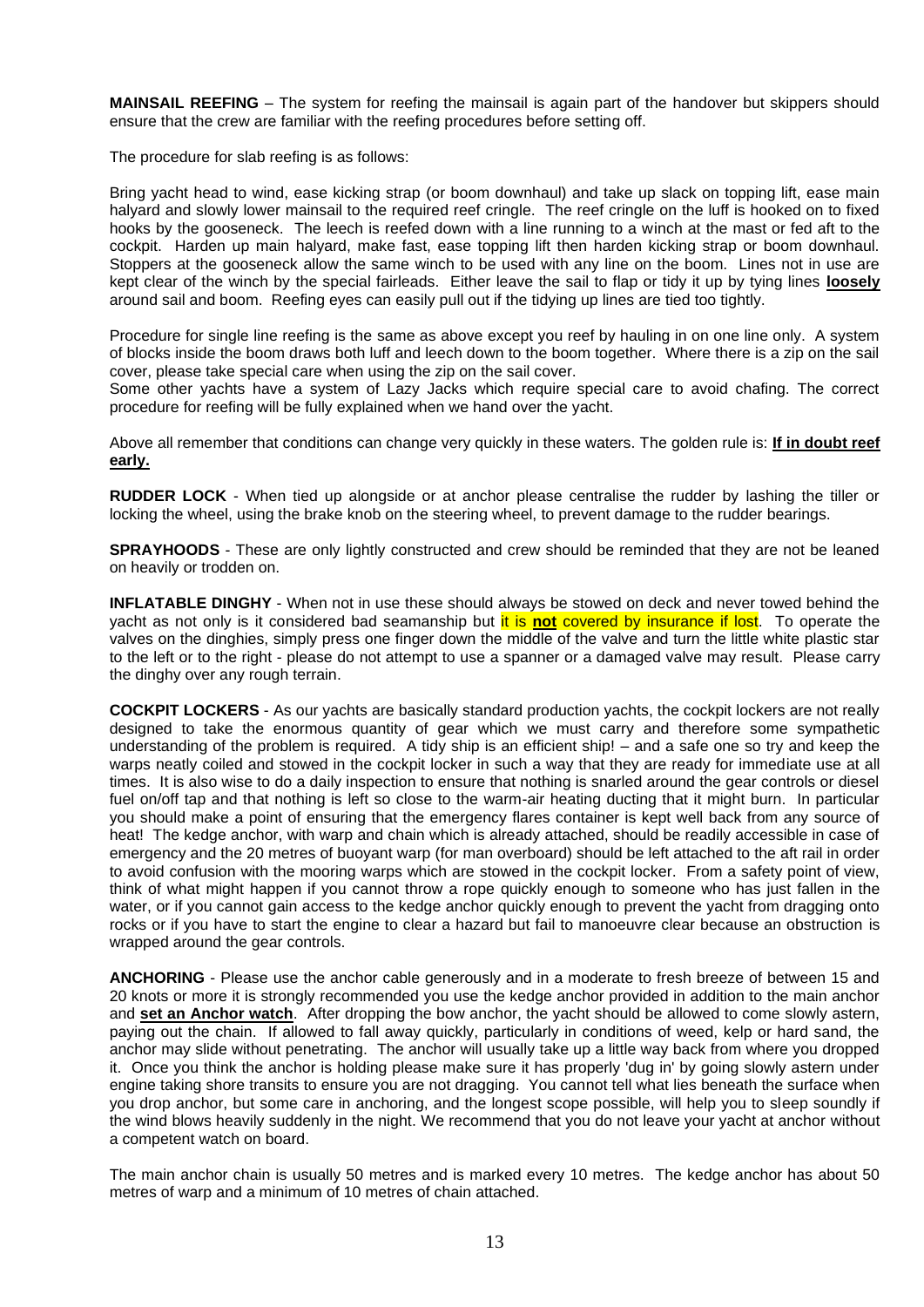**MAINSAIL REEFING** – The system for reefing the mainsail is again part of the handover but skippers should ensure that the crew are familiar with the reefing procedures before setting off.

The procedure for slab reefing is as follows:

Bring yacht head to wind, ease kicking strap (or boom downhaul) and take up slack on topping lift, ease main halyard and slowly lower mainsail to the required reef cringle. The reef cringle on the luff is hooked on to fixed hooks by the gooseneck. The leech is reefed down with a line running to a winch at the mast or fed aft to the cockpit. Harden up main halyard, make fast, ease topping lift then harden kicking strap or boom downhaul. Stoppers at the gooseneck allow the same winch to be used with any line on the boom. Lines not in use are kept clear of the winch by the special fairleads. Either leave the sail to flap or tidy it up by tying lines **loosely** around sail and boom. Reefing eyes can easily pull out if the tidying up lines are tied too tightly.

Procedure for single line reefing is the same as above except you reef by hauling in on one line only. A system of blocks inside the boom draws both luff and leech down to the boom together. Where there is a zip on the sail cover, please take special care when using the zip on the sail cover.
Some other yachts have a system of Lazy Jacks which require special care to avoid chafing. The correct procedure for reefing will be fully explained when we hand over the yacht.

Above all remember that conditions can change very quickly in these waters. The golden rule is: **If in doubt reef early.**

**RUDDER LOCK** - When tied up alongside or at anchor please centralise the rudder by lashing the tiller or locking the wheel, using the brake knob on the steering wheel, to prevent damage to the rudder bearings.

**SPRAYHOODS** - These are only lightly constructed and crew should be reminded that they are not be leaned on heavily or trodden on.

**INFLATABLE DINGHY** - When not in use these should always be stowed on deck and never towed behind the yacht as not only is it considered bad seamanship but it is **not** covered by insurance if lost. To operate the valves on the dinghies, simply press one finger down the middle of the valve and turn the little white plastic star to the left or to the right - please do not attempt to use a spanner or a damaged valve may result. Please carry the dinghy over any rough terrain.

**COCKPIT LOCKERS** - As our yachts are basically standard production yachts, the cockpit lockers are not really designed to take the enormous quantity of gear which we must carry and therefore some sympathetic understanding of the problem is required. A tidy ship is an efficient ship! – and a safe one so try and keep the warps neatly coiled and stowed in the cockpit locker in such a way that they are ready for immediate use at all times. It is also wise to do a daily inspection to ensure that nothing is snarled around the gear controls or diesel fuel on/off tap and that nothing is left so close to the warm-air heating ducting that it might burn. In particular you should make a point of ensuring that the emergency flares container is kept well back from any source of heat! The kedge anchor, with warp and chain which is already attached, should be readily accessible in case of emergency and the 20 metres of buoyant warp (for man overboard) should be left attached to the aft rail in order to avoid confusion with the mooring warps which are stowed in the cockpit locker. From a safety point of view, think of what might happen if you cannot throw a rope quickly enough to someone who has just fallen in the water, or if you cannot gain access to the kedge anchor quickly enough to prevent the yacht from dragging onto rocks or if you have to start the engine to clear a hazard but fail to manoeuvre clear because an obstruction is wrapped around the gear controls.

**ANCHORING** - Please use the anchor cable generously and in a moderate to fresh breeze of between 15 and 20 knots or more it is strongly recommended you use the kedge anchor provided in addition to the main anchor and **set an Anchor watch**. After dropping the bow anchor, the yacht should be allowed to come slowly astern, paying out the chain. If allowed to fall away quickly, particularly in conditions of weed, kelp or hard sand, the anchor may slide without penetrating. The anchor will usually take up a little way back from where you dropped it. Once you think the anchor is holding please make sure it has properly 'dug in' by going slowly astern under engine taking shore transits to ensure you are not dragging. You cannot tell what lies beneath the surface when you drop anchor, but some care in anchoring, and the longest scope possible, will help you to sleep soundly if the wind blows heavily suddenly in the night. We recommend that you do not leave your yacht at anchor without a competent watch on board.

The main anchor chain is usually 50 metres and is marked every 10 metres. The kedge anchor has about 50 metres of warp and a minimum of 10 metres of chain attached.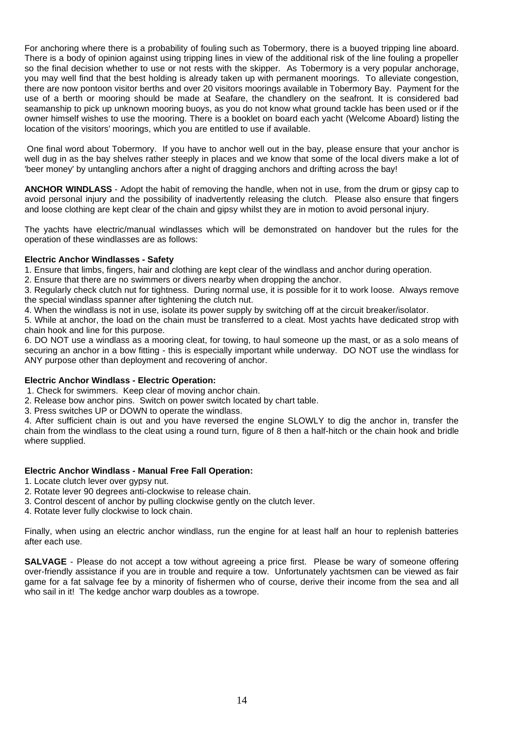For anchoring where there is a probability of fouling such as Tobermory, there is a buoyed tripping line aboard. There is a body of opinion against using tripping lines in view of the additional risk of the line fouling a propeller so the final decision whether to use or not rests with the skipper. As Tobermory is a very popular anchorage, you may well find that the best holding is already taken up with permanent moorings. To alleviate congestion, there are now pontoon visitor berths and over 20 visitors moorings available in Tobermory Bay. Payment for the use of a berth or mooring should be made at Seafare, the chandlery on the seafront. It is considered bad seamanship to pick up unknown mooring buoys, as you do not know what ground tackle has been used or if the owner himself wishes to use the mooring. There is a booklet on board each yacht (Welcome Aboard) listing the location of the visitors' moorings, which you are entitled to use if available.

One final word about Tobermory. If you have to anchor well out in the bay, please ensure that your anchor is well dug in as the bay shelves rather steeply in places and we know that some of the local divers make a lot of 'beer money' by untangling anchors after a night of dragging anchors and drifting across the bay!

**ANCHOR WINDLASS** - Adopt the habit of removing the handle, when not in use, from the drum or gipsy cap to avoid personal injury and the possibility of inadvertently releasing the clutch. Please also ensure that fingers and loose clothing are kept clear of the chain and gipsy whilst they are in motion to avoid personal injury.

The yachts have electric/manual windlasses which will be demonstrated on handover but the rules for the operation of these windlasses are as follows:

**Electric Anchor Windlasses - Safety**

1. Ensure that limbs, fingers, hair and clothing are kept clear of the windlass and anchor during operation.
2. Ensure that there are no swimmers or divers nearby when dropping the anchor.
3. Regularly check clutch nut for tightness. During normal use, it is possible for it to work loose. Always remove the special windlass spanner after tightening the clutch nut.
4. When the windlass is not in use, isolate its power supply by switching off at the circuit breaker/isolator.
5. While at anchor, the load on the chain must be transferred to a cleat. Most yachts have dedicated strop with chain hook and line for this purpose.
6. DO NOT use a windlass as a mooring cleat, for towing, to haul someone up the mast, or as a solo means of securing an anchor in a bow fitting - this is especially important while underway. DO NOT use the windlass for ANY purpose other than deployment and recovering of anchor.

**Electric Anchor Windlass - Electric Operation:**

1. Check for swimmers. Keep clear of moving anchor chain.
2. Release bow anchor pins. Switch on power switch located by chart table.
3. Press switches UP or DOWN to operate the windlass.
4. After sufficient chain is out and you have reversed the engine SLOWLY to dig the anchor in, transfer the chain from the windlass to the cleat using a round turn, figure of 8 then a half-hitch or the chain hook and bridle where supplied.

**Electric Anchor Windlass - Manual Free Fall Operation:**

1. Locate clutch lever over gypsy nut.
2. Rotate lever 90 degrees anti-clockwise to release chain.
3. Control descent of anchor by pulling clockwise gently on the clutch lever.
4. Rotate lever fully clockwise to lock chain.

Finally, when using an electric anchor windlass, run the engine for at least half an hour to replenish batteries after each use.

**SALVAGE** - Please do not accept a tow without agreeing a price first. Please be wary of someone offering over-friendly assistance if you are in trouble and require a tow. Unfortunately yachtsmen can be viewed as fair game for a fat salvage fee by a minority of fishermen who of course, derive their income from the sea and all who sail in it! The kedge anchor warp doubles as a towrope.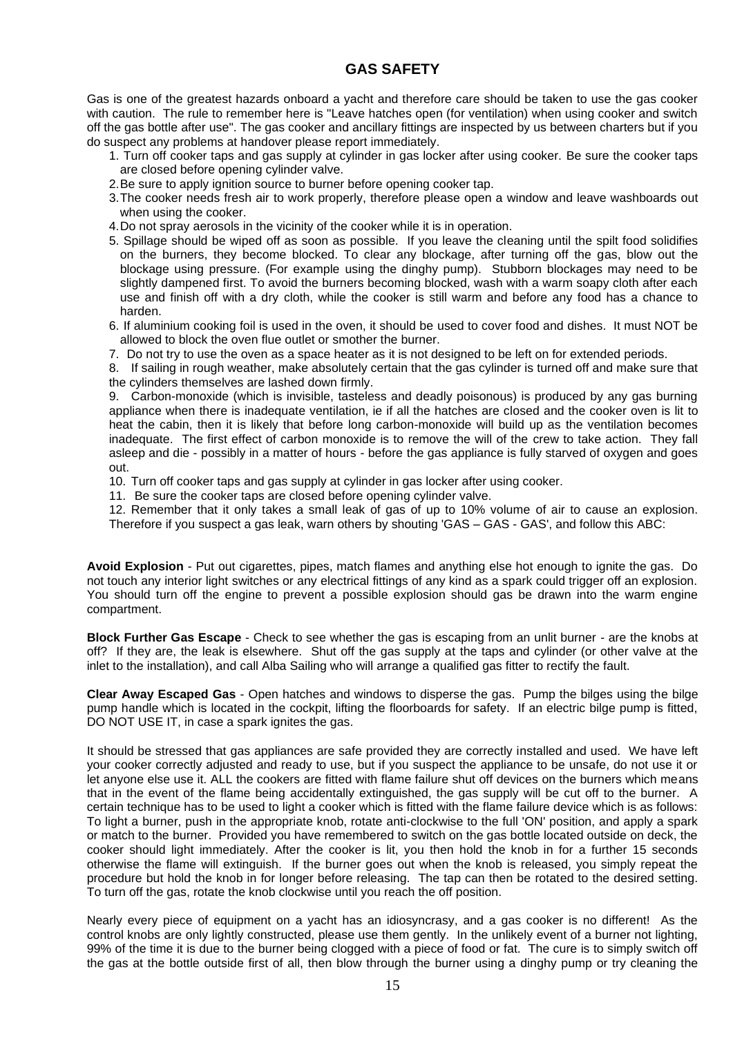## GAS SAFETY

Gas is one of the greatest hazards onboard a yacht and therefore care should be taken to use the gas cooker with caution. The rule to remember here is "Leave hatches open (for ventilation) when using cooker and switch off the gas bottle after use". The gas cooker and ancillary fittings are inspected by us between charters but if you do suspect any problems at handover please report immediately.

1. Turn off cooker taps and gas supply at cylinder in gas locker after using cooker. Be sure the cooker taps are closed before opening cylinder valve.
2. Be sure to apply ignition source to burner before opening cooker tap.
3. The cooker needs fresh air to work properly, therefore please open a window and leave washboards out when using the cooker.
4. Do not spray aerosols in the vicinity of the cooker while it is in operation.
5. Spillage should be wiped off as soon as possible. If you leave the cleaning until the spilt food solidifies on the burners, they become blocked. To clear any blockage, after turning off the gas, blow out the blockage using pressure. (For example using the dinghy pump). Stubborn blockages may need to be slightly dampened first. To avoid the burners becoming blocked, wash with a warm soapy cloth after each use and finish off with a dry cloth, while the cooker is still warm and before any food has a chance to harden.
6. If aluminium cooking foil is used in the oven, it should be used to cover food and dishes. It must NOT be allowed to block the oven flue outlet or smother the burner.
7. Do not try to use the oven as a space heater as it is not designed to be left on for extended periods.
8. If sailing in rough weather, make absolutely certain that the gas cylinder is turned off and make sure that the cylinders themselves are lashed down firmly.
9. Carbon-monoxide (which is invisible, tasteless and deadly poisonous) is produced by any gas burning appliance when there is inadequate ventilation, ie if all the hatches are closed and the cooker oven is lit to heat the cabin, then it is likely that before long carbon-monoxide will build up as the ventilation becomes inadequate. The first effect of carbon monoxide is to remove the will of the crew to take action. They fall asleep and die - possibly in a matter of hours - before the gas appliance is fully starved of oxygen and goes out.
10. Turn off cooker taps and gas supply at cylinder in gas locker after using cooker.
11. Be sure the cooker taps are closed before opening cylinder valve.
12. Remember that it only takes a small leak of gas of up to 10% volume of air to cause an explosion. Therefore if you suspect a gas leak, warn others by shouting 'GAS – GAS - GAS', and follow this ABC:

**Avoid Explosion** - Put out cigarettes, pipes, match flames and anything else hot enough to ignite the gas. Do not touch any interior light switches or any electrical fittings of any kind as a spark could trigger off an explosion. You should turn off the engine to prevent a possible explosion should gas be drawn into the warm engine compartment.

**Block Further Gas Escape** - Check to see whether the gas is escaping from an unlit burner - are the knobs at off? If they are, the leak is elsewhere. Shut off the gas supply at the taps and cylinder (or other valve at the inlet to the installation), and call Alba Sailing who will arrange a qualified gas fitter to rectify the fault.

**Clear Away Escaped Gas** - Open hatches and windows to disperse the gas. Pump the bilges using the bilge pump handle which is located in the cockpit, lifting the floorboards for safety. If an electric bilge pump is fitted, DO NOT USE IT, in case a spark ignites the gas.

It should be stressed that gas appliances are safe provided they are correctly installed and used. We have left your cooker correctly adjusted and ready to use, but if you suspect the appliance to be unsafe, do not use it or let anyone else use it. ALL the cookers are fitted with flame failure shut off devices on the burners which means that in the event of the flame being accidentally extinguished, the gas supply will be cut off to the burner. A certain technique has to be used to light a cooker which is fitted with the flame failure device which is as follows: To light a burner, push in the appropriate knob, rotate anti-clockwise to the full 'ON' position, and apply a spark or match to the burner. Provided you have remembered to switch on the gas bottle located outside on deck, the cooker should light immediately. After the cooker is lit, you then hold the knob in for a further 15 seconds otherwise the flame will extinguish. If the burner goes out when the knob is released, you simply repeat the procedure but hold the knob in for longer before releasing. The tap can then be rotated to the desired setting. To turn off the gas, rotate the knob clockwise until you reach the off position.

Nearly every piece of equipment on a yacht has an idiosyncrasy, and a gas cooker is no different! As the control knobs are only lightly constructed, please use them gently. In the unlikely event of a burner not lighting, 99% of the time it is due to the burner being clogged with a piece of food or fat. The cure is to simply switch off the gas at the bottle outside first of all, then blow through the burner using a dinghy pump or try cleaning the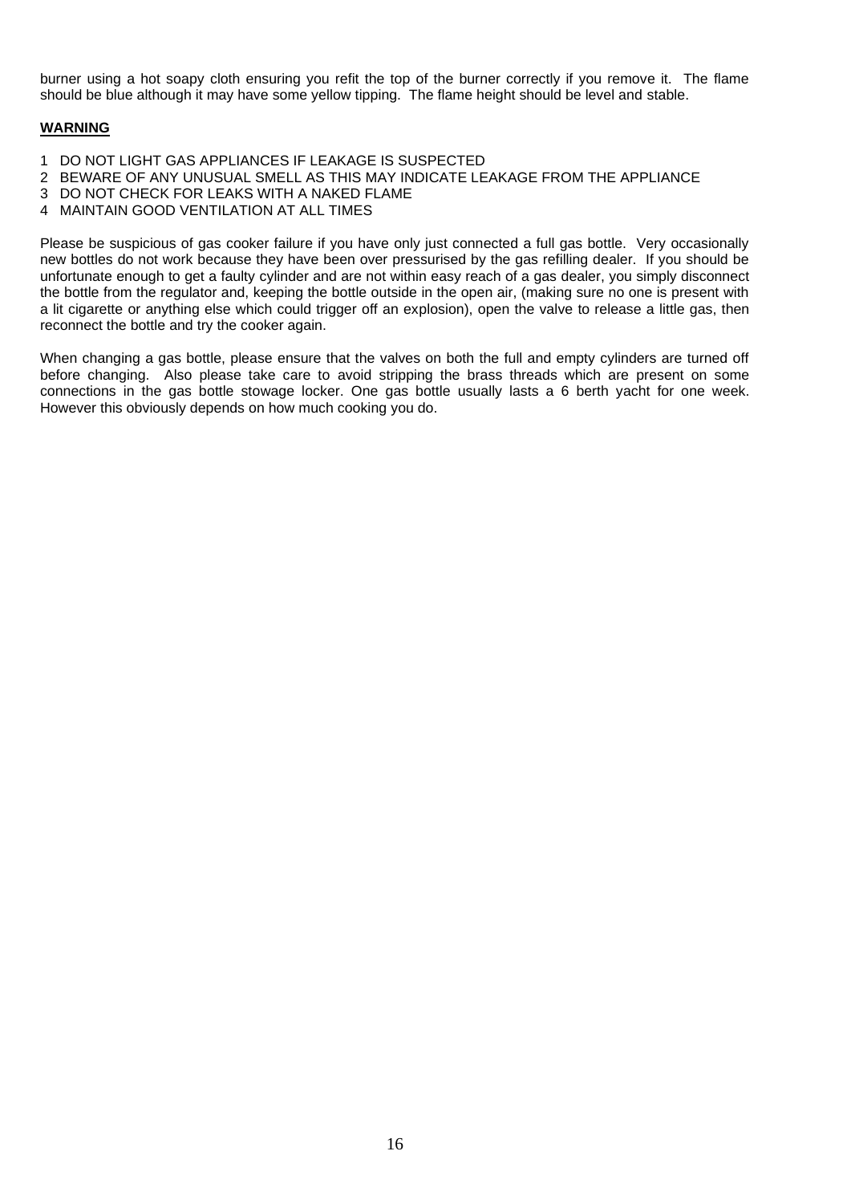burner using a hot soapy cloth ensuring you refit the top of the burner correctly if you remove it. The flame should be blue although it may have some yellow tipping. The flame height should be level and stable.

**WARNING**

1 DO NOT LIGHT GAS APPLIANCES IF LEAKAGE IS SUSPECTED
2 BEWARE OF ANY UNUSUAL SMELL AS THIS MAY INDICATE LEAKAGE FROM THE APPLIANCE
3 DO NOT CHECK FOR LEAKS WITH A NAKED FLAME
4 MAINTAIN GOOD VENTILATION AT ALL TIMES

Please be suspicious of gas cooker failure if you have only just connected a full gas bottle. Very occasionally new bottles do not work because they have been over pressurised by the gas refilling dealer. If you should be unfortunate enough to get a faulty cylinder and are not within easy reach of a gas dealer, you simply disconnect the bottle from the regulator and, keeping the bottle outside in the open air, (making sure no one is present with a lit cigarette or anything else which could trigger off an explosion), open the valve to release a little gas, then reconnect the bottle and try the cooker again.

When changing a gas bottle, please ensure that the valves on both the full and empty cylinders are turned off before changing. Also please take care to avoid stripping the brass threads which are present on some connections in the gas bottle stowage locker. One gas bottle usually lasts a 6 berth yacht for one week. However this obviously depends on how much cooking you do.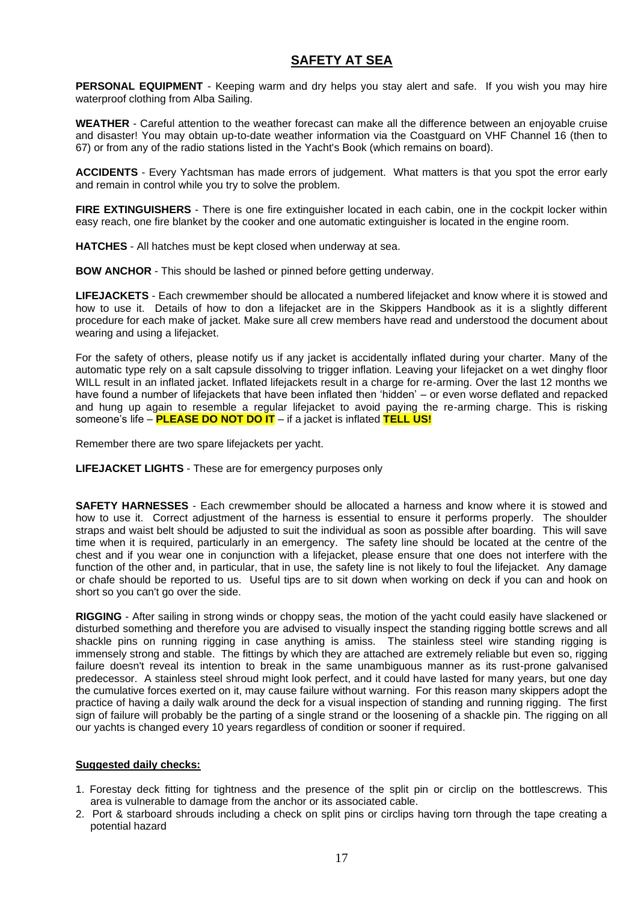## SAFETY AT SEA

**PERSONAL EQUIPMENT** - Keeping warm and dry helps you stay alert and safe. If you wish you may hire waterproof clothing from Alba Sailing.

**WEATHER** - Careful attention to the weather forecast can make all the difference between an enjoyable cruise and disaster! You may obtain up-to-date weather information via the Coastguard on VHF Channel 16 (then to 67) or from any of the radio stations listed in the Yacht's Book (which remains on board).

**ACCIDENTS** - Every Yachtsman has made errors of judgement. What matters is that you spot the error early and remain in control while you try to solve the problem.

**FIRE EXTINGUISHERS** - There is one fire extinguisher located in each cabin, one in the cockpit locker within easy reach, one fire blanket by the cooker and one automatic extinguisher is located in the engine room.

**HATCHES** - All hatches must be kept closed when underway at sea.

**BOW ANCHOR** - This should be lashed or pinned before getting underway.

**LIFEJACKETS** - Each crewmember should be allocated a numbered lifejacket and know where it is stowed and how to use it. Details of how to don a lifejacket are in the Skippers Handbook as it is a slightly different procedure for each make of jacket. Make sure all crew members have read and understood the document about wearing and using a lifejacket.

For the safety of others, please notify us if any jacket is accidentally inflated during your charter. Many of the automatic type rely on a salt capsule dissolving to trigger inflation. Leaving your lifejacket on a wet dinghy floor WILL result in an inflated jacket. Inflated lifejackets result in a charge for re-arming. Over the last 12 months we have found a number of lifejackets that have been inflated then 'hidden' – or even worse deflated and repacked and hung up again to resemble a regular lifejacket to avoid paying the re-arming charge. This is risking someone's life – **PLEASE DO NOT DO IT** – if a jacket is inflated **TELL US!**

Remember there are two spare lifejackets per yacht.

**LIFEJACKET LIGHTS** - These are for emergency purposes only

**SAFETY HARNESSES** - Each crewmember should be allocated a harness and know where it is stowed and how to use it. Correct adjustment of the harness is essential to ensure it performs properly. The shoulder straps and waist belt should be adjusted to suit the individual as soon as possible after boarding. This will save time when it is required, particularly in an emergency. The safety line should be located at the centre of the chest and if you wear one in conjunction with a lifejacket, please ensure that one does not interfere with the function of the other and, in particular, that in use, the safety line is not likely to foul the lifejacket. Any damage or chafe should be reported to us. Useful tips are to sit down when working on deck if you can and hook on short so you can't go over the side.

**RIGGING** - After sailing in strong winds or choppy seas, the motion of the yacht could easily have slackened or disturbed something and therefore you are advised to visually inspect the standing rigging bottle screws and all shackle pins on running rigging in case anything is amiss. The stainless steel wire standing rigging is immensely strong and stable. The fittings by which they are attached are extremely reliable but even so, rigging failure doesn't reveal its intention to break in the same unambiguous manner as its rust-prone galvanised predecessor. A stainless steel shroud might look perfect, and it could have lasted for many years, but one day the cumulative forces exerted on it, may cause failure without warning. For this reason many skippers adopt the practice of having a daily walk around the deck for a visual inspection of standing and running rigging. The first sign of failure will probably be the parting of a single strand or the loosening of a shackle pin. The rigging on all our yachts is changed every 10 years regardless of condition or sooner if required.

**Suggested daily checks:**

1. Forestay deck fitting for tightness and the presence of the split pin or circlip on the bottlescrews. This area is vulnerable to damage from the anchor or its associated cable.
2. Port & starboard shrouds including a check on split pins or circlips having torn through the tape creating a potential hazard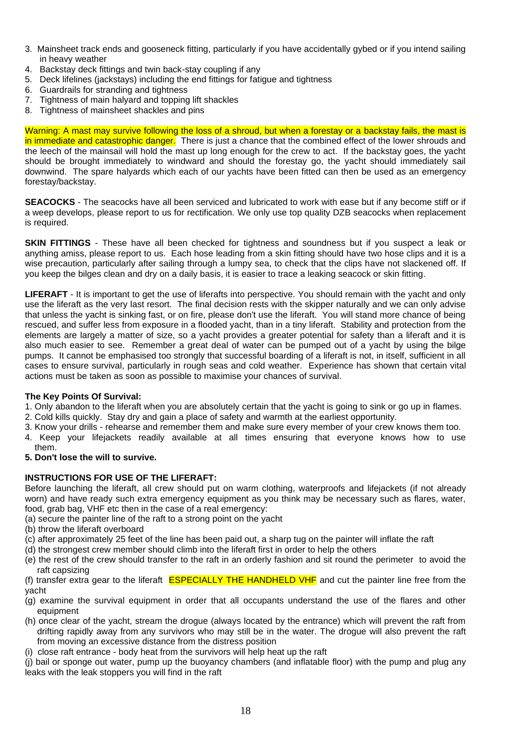3. Mainsheet track ends and gooseneck fitting, particularly if you have accidentally gybed or if you intend sailing in heavy weather
4. Backstay deck fittings and twin back-stay coupling if any
5. Deck lifelines (jackstays) including the end fittings for fatigue and tightness
6. Guardrails for stranding and tightness
7. Tightness of main halyard and topping lift shackles
8. Tightness of mainsheet shackles and pins

Warning: A mast may survive following the loss of a shroud, but when a forestay or a backstay fails, the mast is in immediate and catastrophic danger. There is just a chance that the combined effect of the lower shrouds and the leech of the mainsail will hold the mast up long enough for the crew to act. If the backstay goes, the yacht should be brought immediately to windward and should the forestay go, the yacht should immediately sail downwind. The spare halyards which each of our yachts have been fitted can then be used as an emergency forestay/backstay.

**SEACOCKS** - The seacocks have all been serviced and lubricated to work with ease but if any become stiff or if a weep develops, please report to us for rectification. We only use top quality DZB seacocks when replacement is required.

**SKIN FITTINGS** - These have all been checked for tightness and soundness but if you suspect a leak or anything amiss, please report to us. Each hose leading from a skin fitting should have two hose clips and it is a wise precaution, particularly after sailing through a lumpy sea, to check that the clips have not slackened off. If you keep the bilges clean and dry on a daily basis, it is easier to trace a leaking seacock or skin fitting.

**LIFERAFT** - It is important to get the use of liferafts into perspective. You should remain with the yacht and only use the liferaft as the very last resort. The final decision rests with the skipper naturally and we can only advise that unless the yacht is sinking fast, or on fire, please don't use the liferaft. You will stand more chance of being rescued, and suffer less from exposure in a flooded yacht, than in a tiny liferaft. Stability and protection from the elements are largely a matter of size, so a yacht provides a greater potential for safety than a liferaft and it is also much easier to see. Remember a great deal of water can be pumped out of a yacht by using the bilge pumps. It cannot be emphasised too strongly that successful boarding of a liferaft is not, in itself, sufficient in all cases to ensure survival, particularly in rough seas and cold weather. Experience has shown that certain vital actions must be taken as soon as possible to maximise your chances of survival.

**The Key Points Of Survival:**

1. Only abandon to the liferaft when you are absolutely certain that the yacht is going to sink or go up in flames.
2. Cold kills quickly. Stay dry and gain a place of safety and warmth at the earliest opportunity.
3. Know your drills - rehearse and remember them and make sure every member of your crew knows them too.
4. Keep your lifejackets readily available at all times ensuring that everyone knows how to use them.
5. **Don't lose the will to survive.**

**INSTRUCTIONS FOR USE OF THE LIFERAFT:**

Before launching the liferaft, all crew should put on warm clothing, waterproofs and lifejackets (if not already worn) and have ready such extra emergency equipment as you think may be necessary such as flares, water, food, grab bag, VHF etc then in the case of a real emergency:

(a) secure the painter line of the raft to a strong point on the yacht
(b) throw the liferaft overboard
(c) after approximately 25 feet of the line has been paid out, a sharp tug on the painter will inflate the raft
(d) the strongest crew member should climb into the liferaft first in order to help the others
(e) the rest of the crew should transfer to the raft in an orderly fashion and sit round the perimeter to avoid the raft capsizing
(f) transfer extra gear to the liferaft ESPECIALLY THE HANDHELD VHF and cut the painter line free from the yacht
(g) examine the survival equipment in order that all occupants understand the use of the flares and other equipment
(h) once clear of the yacht, stream the drogue (always located by the entrance) which will prevent the raft from drifting rapidly away from any survivors who may still be in the water. The drogue will also prevent the raft from moving an excessive distance from the distress position
(i) close raft entrance - body heat from the survivors will help heat up the raft
(j) bail or sponge out water, pump up the buoyancy chambers (and inflatable floor) with the pump and plug any leaks with the leak stoppers you will find in the raft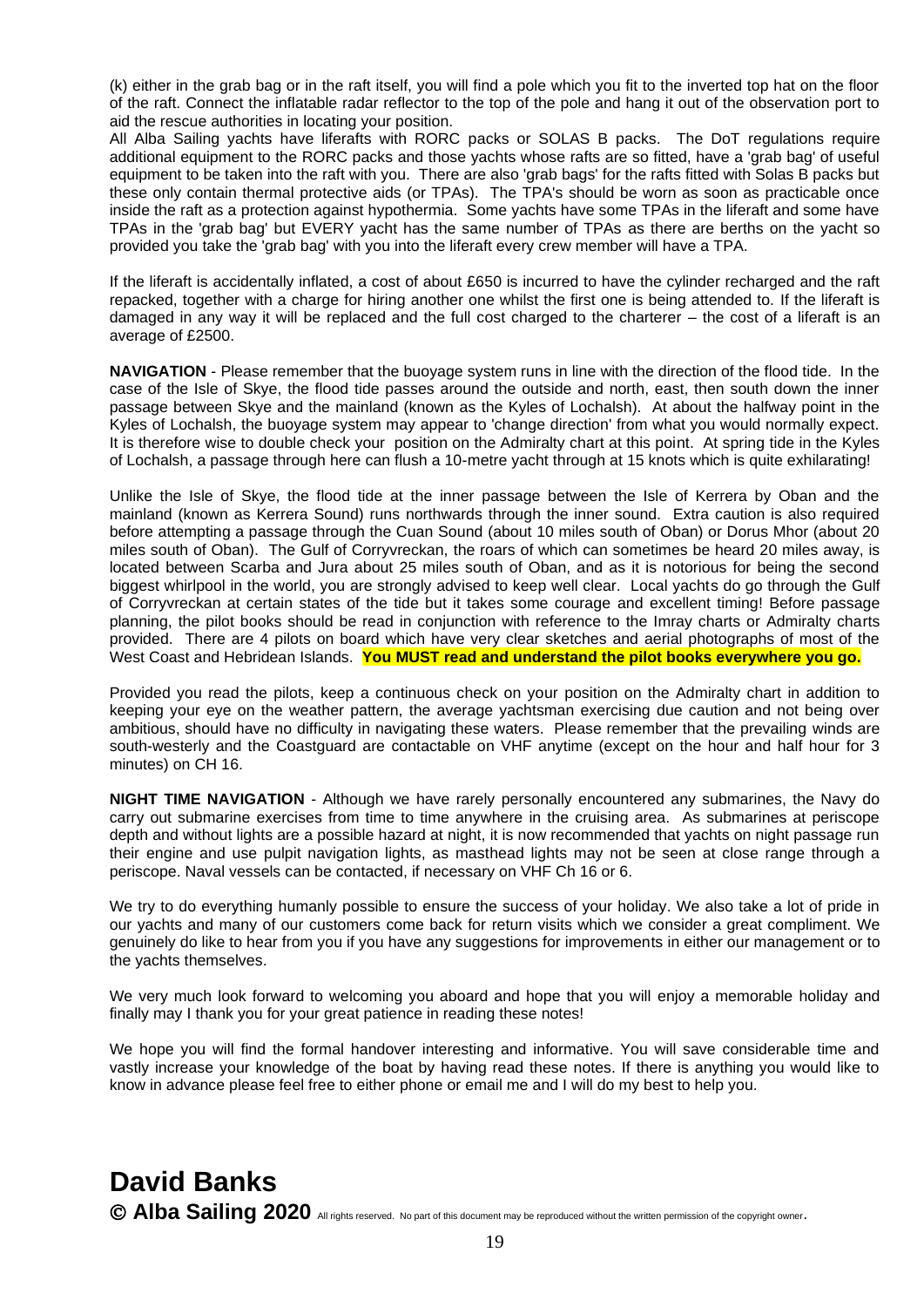(k) either in the grab bag or in the raft itself, you will find a pole which you fit to the inverted top hat on the floor of the raft. Connect the inflatable radar reflector to the top of the pole and hang it out of the observation port to aid the rescue authorities in locating your position.

All Alba Sailing yachts have liferafts with RORC packs or SOLAS B packs. The DoT regulations require additional equipment to the RORC packs and those yachts whose rafts are so fitted, have a 'grab bag' of useful equipment to be taken into the raft with you. There are also 'grab bags' for the rafts fitted with Solas B packs but these only contain thermal protective aids (or TPAs). The TPA's should be worn as soon as practicable once inside the raft as a protection against hypothermia. Some yachts have some TPAs in the liferaft and some have TPAs in the 'grab bag' but EVERY yacht has the same number of TPAs as there are berths on the yacht so provided you take the 'grab bag' with you into the liferaft every crew member will have a TPA.

If the liferaft is accidentally inflated, a cost of about £650 is incurred to have the cylinder recharged and the raft repacked, together with a charge for hiring another one whilst the first one is being attended to. If the liferaft is damaged in any way it will be replaced and the full cost charged to the charterer – the cost of a liferaft is an average of £2500.

**NAVIGATION** - Please remember that the buoyage system runs in line with the direction of the flood tide. In the case of the Isle of Skye, the flood tide passes around the outside and north, east, then south down the inner passage between Skye and the mainland (known as the Kyles of Lochalsh). At about the halfway point in the Kyles of Lochalsh, the buoyage system may appear to 'change direction' from what you would normally expect. It is therefore wise to double check your position on the Admiralty chart at this point. At spring tide in the Kyles of Lochalsh, a passage through here can flush a 10-metre yacht through at 15 knots which is quite exhilarating!

Unlike the Isle of Skye, the flood tide at the inner passage between the Isle of Kerrera by Oban and the mainland (known as Kerrera Sound) runs northwards through the inner sound. Extra caution is also required before attempting a passage through the Cuan Sound (about 10 miles south of Oban) or Dorus Mhor (about 20 miles south of Oban). The Gulf of Corryvreckan, the roars of which can sometimes be heard 20 miles away, is located between Scarba and Jura about 25 miles south of Oban, and as it is notorious for being the second biggest whirlpool in the world, you are strongly advised to keep well clear. Local yachts do go through the Gulf of Corryvreckan at certain states of the tide but it takes some courage and excellent timing! Before passage planning, the pilot books should be read in conjunction with reference to the Imray charts or Admiralty charts provided. There are 4 pilots on board which have very clear sketches and aerial photographs of most of the West Coast and Hebridean Islands. **You MUST read and understand the pilot books everywhere you go.**

Provided you read the pilots, keep a continuous check on your position on the Admiralty chart in addition to keeping your eye on the weather pattern, the average yachtsman exercising due caution and not being over ambitious, should have no difficulty in navigating these waters. Please remember that the prevailing winds are south-westerly and the Coastguard are contactable on VHF anytime (except on the hour and half hour for 3 minutes) on CH 16.

**NIGHT TIME NAVIGATION** - Although we have rarely personally encountered any submarines, the Navy do carry out submarine exercises from time to time anywhere in the cruising area. As submarines at periscope depth and without lights are a possible hazard at night, it is now recommended that yachts on night passage run their engine and use pulpit navigation lights, as masthead lights may not be seen at close range through a periscope. Naval vessels can be contacted, if necessary on VHF Ch 16 or 6.

We try to do everything humanly possible to ensure the success of your holiday. We also take a lot of pride in our yachts and many of our customers come back for return visits which we consider a great compliment. We genuinely do like to hear from you if you have any suggestions for improvements in either our management or to the yachts themselves.

We very much look forward to welcoming you aboard and hope that you will enjoy a memorable holiday and finally may I thank you for your great patience in reading these notes!

We hope you will find the formal handover interesting and informative. You will save considerable time and vastly increase your knowledge of the boat by having read these notes. If there is anything you would like to know in advance please feel free to either phone or email me and I will do my best to help you.

# David Banks

**© Alba Sailing 2020** All rights reserved. No part of this document may be reproduced without the written permission of the copyright owner.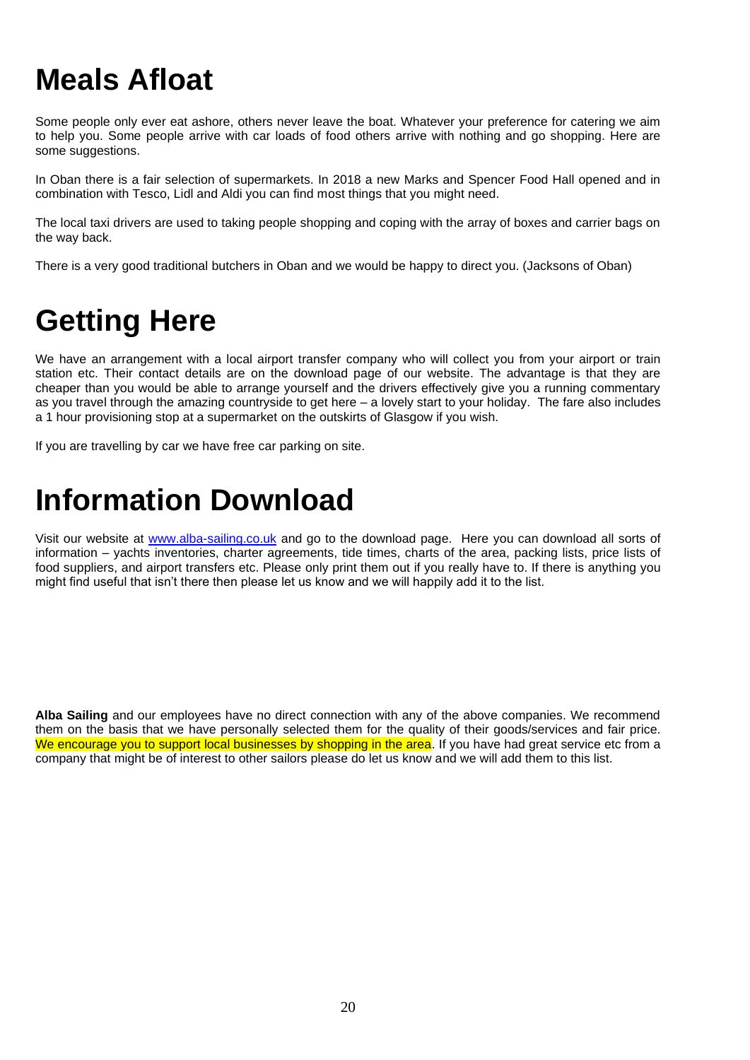# Meals Afloat

Some people only ever eat ashore, others never leave the boat. Whatever your preference for catering we aim to help you. Some people arrive with car loads of food others arrive with nothing and go shopping. Here are some suggestions.

In Oban there is a fair selection of supermarkets. In 2018 a new Marks and Spencer Food Hall opened and in combination with Tesco, Lidl and Aldi you can find most things that you might need.

The local taxi drivers are used to taking people shopping and coping with the array of boxes and carrier bags on the way back.

There is a very good traditional butchers in Oban and we would be happy to direct you. (Jacksons of Oban)

# Getting Here

We have an arrangement with a local airport transfer company who will collect you from your airport or train station etc. Their contact details are on the download page of our website. The advantage is that they are cheaper than you would be able to arrange yourself and the drivers effectively give you a running commentary as you travel through the amazing countryside to get here – a lovely start to your holiday. The fare also includes a 1 hour provisioning stop at a supermarket on the outskirts of Glasgow if you wish.

If you are travelling by car we have free car parking on site.

# Information Download

Visit our website at [www.alba-sailing.co.uk](http://www.alba-sailing.co.uk) and go to the download page. Here you can download all sorts of information – yachts inventories, charter agreements, tide times, charts of the area, packing lists, price lists of food suppliers, and airport transfers etc. Please only print them out if you really have to. If there is anything you might find useful that isn't there then please let us know and we will happily add it to the list.

**Alba Sailing** and our employees have no direct connection with any of the above companies. We recommend them on the basis that we have personally selected them for the quality of their goods/services and fair price. We encourage you to support local businesses by shopping in the area. If you have had great service etc from a company that might be of interest to other sailors please do let us know and we will add them to this list.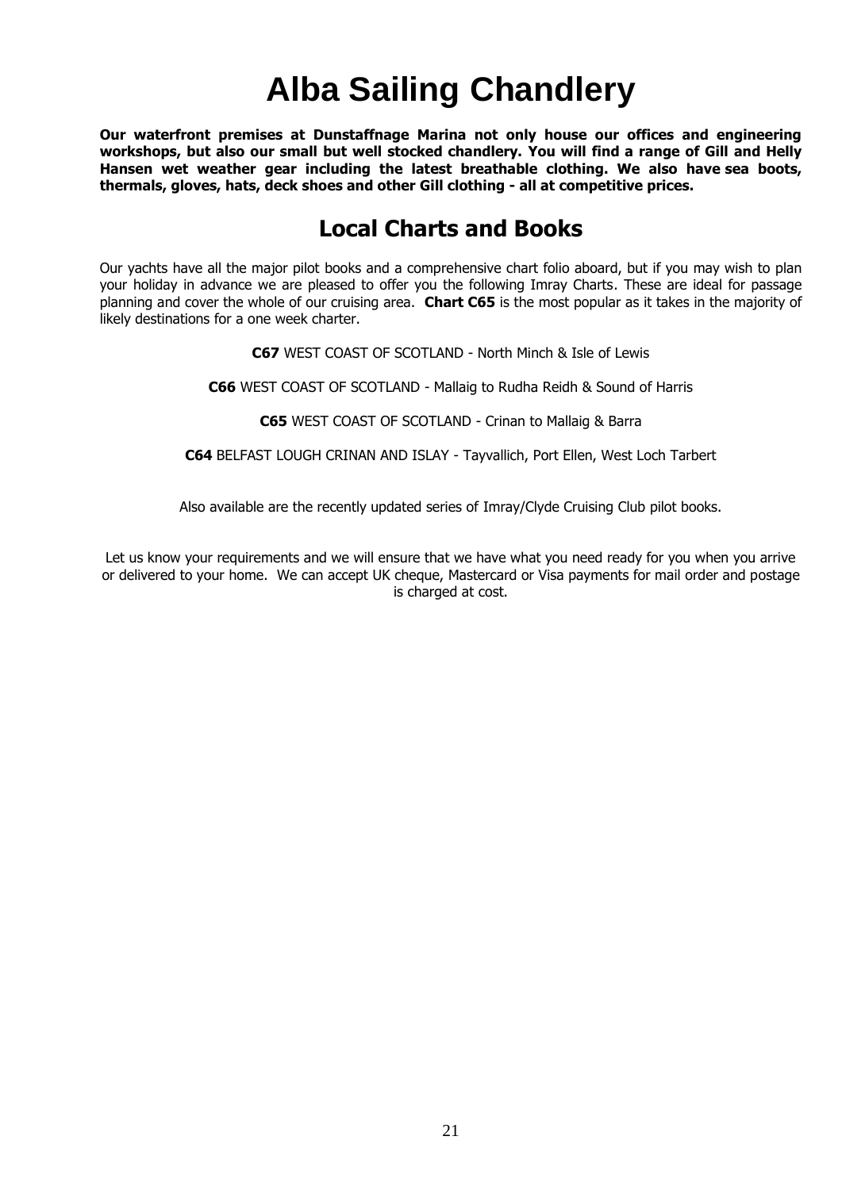# Alba Sailing Chandlery

**Our waterfront premises at Dunstaffnage Marina not only house our offices and engineering workshops, but also our small but well stocked chandlery. You will find a range of Gill and Helly Hansen wet weather gear including the latest breathable clothing. We also have sea boots, thermals, gloves, hats, deck shoes and other Gill clothing - all at competitive prices.**

## Local Charts and Books

Our yachts have all the major pilot books and a comprehensive chart folio aboard, but if you may wish to plan your holiday in advance we are pleased to offer you the following Imray Charts. These are ideal for passage planning and cover the whole of our cruising area. **Chart C65** is the most popular as it takes in the majority of likely destinations for a one week charter.

**C67** WEST COAST OF SCOTLAND - North Minch & Isle of Lewis

**C66** WEST COAST OF SCOTLAND - Mallaig to Rudha Reidh & Sound of Harris

**C65** WEST COAST OF SCOTLAND - Crinan to Mallaig & Barra

**C64** BELFAST LOUGH CRINAN AND ISLAY - Tayvallich, Port Ellen, West Loch Tarbert

Also available are the recently updated series of Imray/Clyde Cruising Club pilot books.

Let us know your requirements and we will ensure that we have what you need ready for you when you arrive or delivered to your home. We can accept UK cheque, Mastercard or Visa payments for mail order and postage is charged at cost.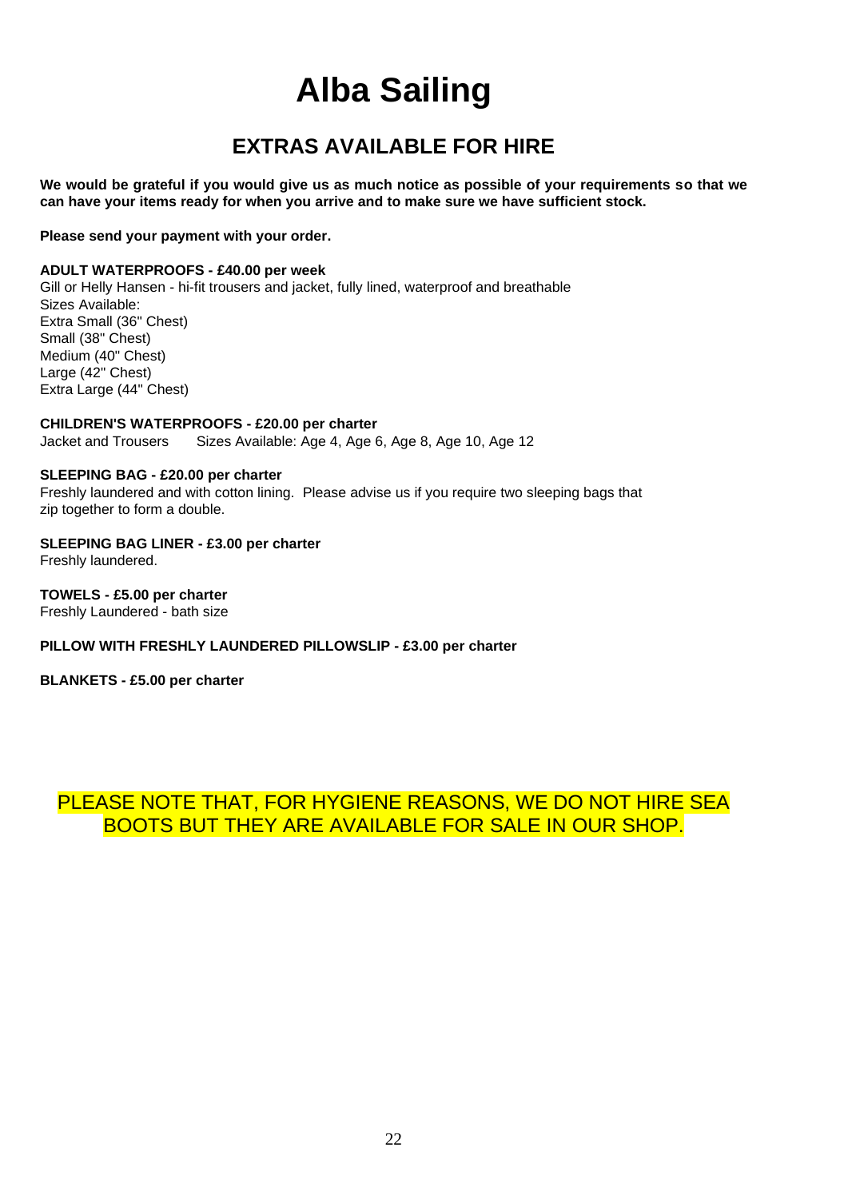# Alba Sailing

## EXTRAS AVAILABLE FOR HIRE

**We would be grateful if you would give us as much notice as possible of your requirements so that we can have your items ready for when you arrive and to make sure we have sufficient stock.**

**Please send your payment with your order.**

**ADULT WATERPROOFS - £40.00 per week**
Gill or Helly Hansen - hi-fit trousers and jacket, fully lined, waterproof and breathable
Sizes Available:
Extra Small (36" Chest)
Small (38" Chest)
Medium (40" Chest)
Large (42" Chest)
Extra Large (44" Chest)

**CHILDREN'S WATERPROOFS - £20.00 per charter**
Jacket and Trousers Sizes Available: Age 4, Age 6, Age 8, Age 10, Age 12

**SLEEPING BAG - £20.00 per charter**
Freshly laundered and with cotton lining. Please advise us if you require two sleeping bags that zip together to form a double.

**SLEEPING BAG LINER - £3.00 per charter**
Freshly laundered.

**TOWELS - £5.00 per charter**
Freshly Laundered - bath size

**PILLOW WITH FRESHLY LAUNDERED PILLOWSLIP - £3.00 per charter**

**BLANKETS - £5.00 per charter**

PLEASE NOTE THAT, FOR HYGIENE REASONS, WE DO NOT HIRE SEA BOOTS BUT THEY ARE AVAILABLE FOR SALE IN OUR SHOP.